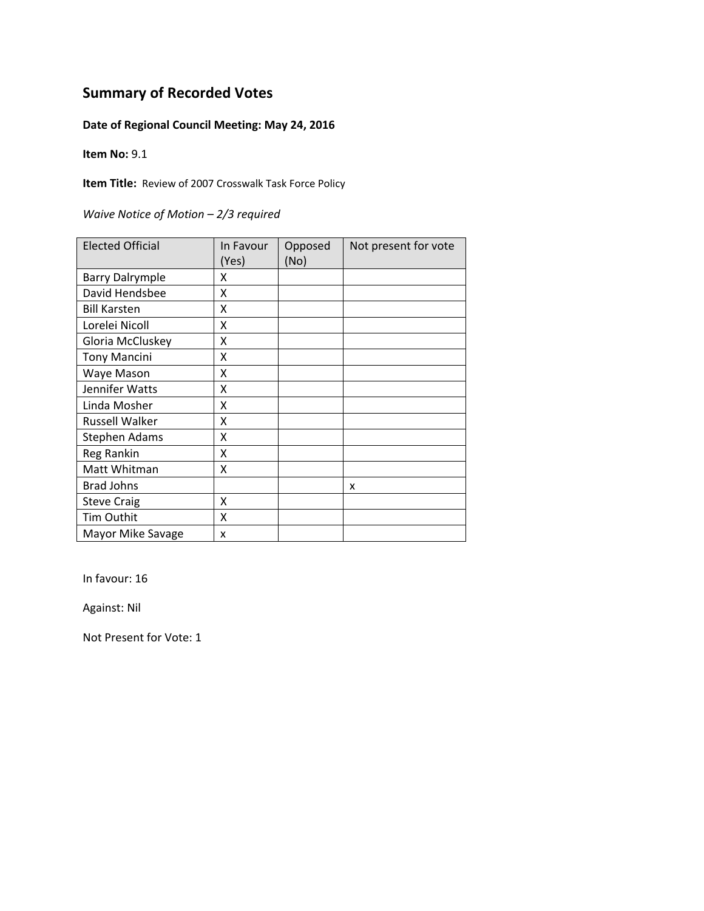## Summary of Recorded Votes

**Date of Regional Council Meeting: May 24, 2016**

**Item No:** 9.1

**Item Title:** Review of 2007 Crosswalk Task Force Policy

*Waive Notice of Motion – 2/3 required*

| Elected Official | In Favour (Yes) | Opposed (No) | Not present for vote |
|---|---|---|---|
| Barry Dalrymple | X | | |
| David Hendsbee | X | | |
| Bill Karsten | X | | |
| Lorelei Nicoll | X | | |
| Gloria McCluskey | X | | |
| Tony Mancini | X | | |
| Waye Mason | X | | |
| Jennifer Watts | X | | |
| Linda Mosher | X | | |
| Russell Walker | X | | |
| Stephen Adams | X | | |
| Reg Rankin | X | | |
| Matt Whitman | X | | |
| Brad Johns | | | x |
| Steve Craig | X | | |
| Tim Outhit | X | | |
| Mayor Mike Savage | x | | |

In favour: 16

Against: Nil

Not Present for Vote: 1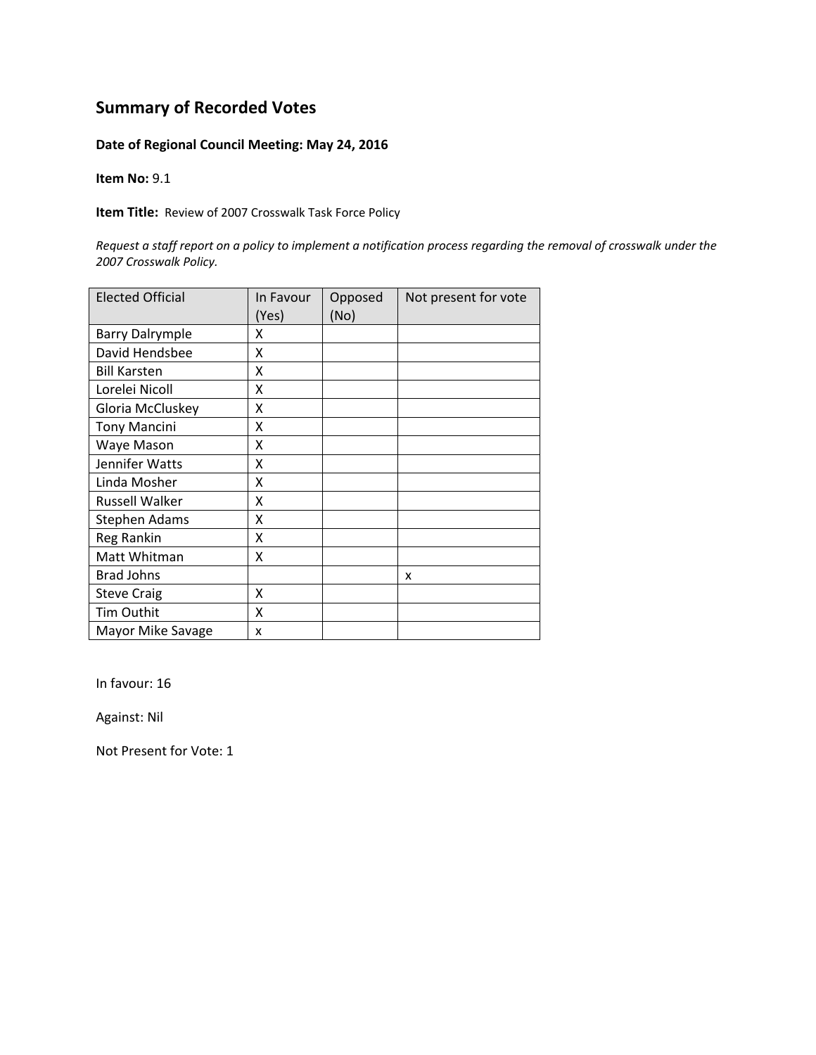## Summary of Recorded Votes

**Date of Regional Council Meeting: May 24, 2016**

**Item No:** 9.1

**Item Title:** Review of 2007 Crosswalk Task Force Policy

*Request a staff report on a policy to implement a notification process regarding the removal of crosswalk under the 2007 Crosswalk Policy.*

| Elected Official | In Favour (Yes) | Opposed (No) | Not present for vote |
|---|---|---|---|
| Barry Dalrymple | X | | |
| David Hendsbee | X | | |
| Bill Karsten | X | | |
| Lorelei Nicoll | X | | |
| Gloria McCluskey | X | | |
| Tony Mancini | X | | |
| Waye Mason | X | | |
| Jennifer Watts | X | | |
| Linda Mosher | X | | |
| Russell Walker | X | | |
| Stephen Adams | X | | |
| Reg Rankin | X | | |
| Matt Whitman | X | | |
| Brad Johns | | | x |
| Steve Craig | X | | |
| Tim Outhit | X | | |
| Mayor Mike Savage | x | | |

In favour: 16

Against: Nil

Not Present for Vote: 1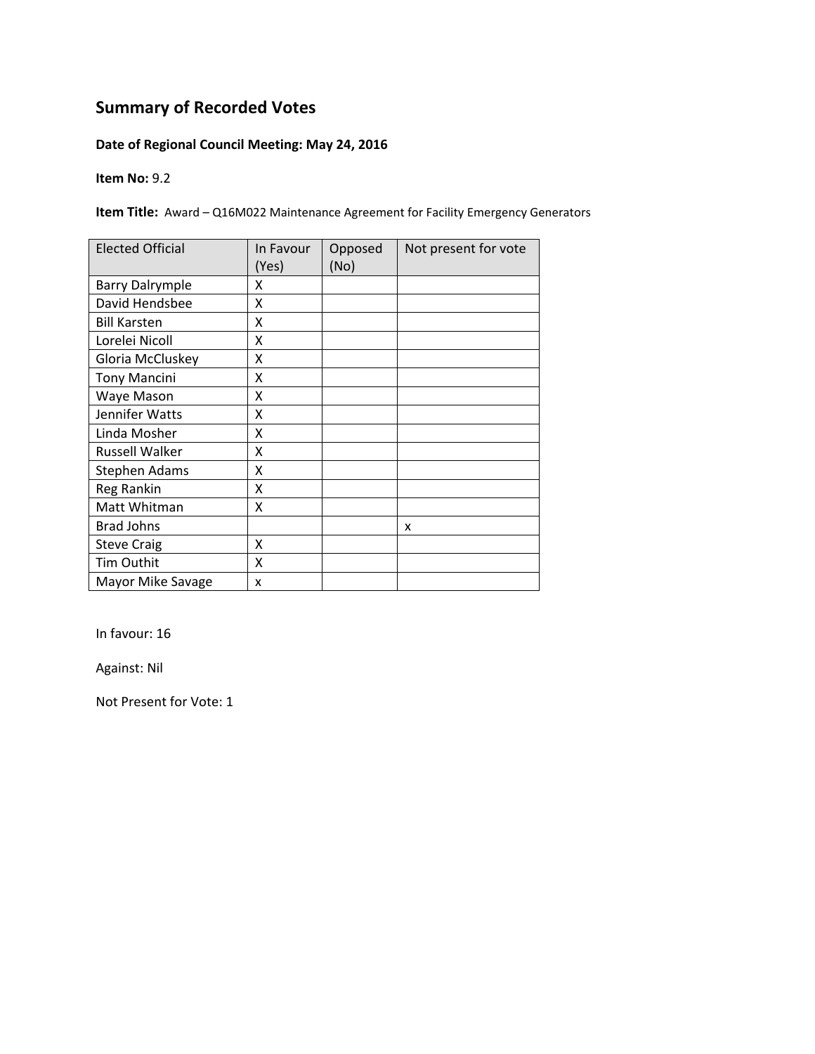# Summary of Recorded Votes

**Date of Regional Council Meeting: May 24, 2016**

**Item No:** 9.2

**Item Title:** Award – Q16M022 Maintenance Agreement for Facility Emergency Generators

| Elected Official | In Favour (Yes) | Opposed (No) | Not present for vote |
|---|---|---|---|
| Barry Dalrymple | X | | |
| David Hendsbee | X | | |
| Bill Karsten | X | | |
| Lorelei Nicoll | X | | |
| Gloria McCluskey | X | | |
| Tony Mancini | X | | |
| Waye Mason | X | | |
| Jennifer Watts | X | | |
| Linda Mosher | X | | |
| Russell Walker | X | | |
| Stephen Adams | X | | |
| Reg Rankin | X | | |
| Matt Whitman | X | | |
| Brad Johns | | | x |
| Steve Craig | X | | |
| Tim Outhit | X | | |
| Mayor Mike Savage | x | | |

In favour: 16

Against: Nil

Not Present for Vote: 1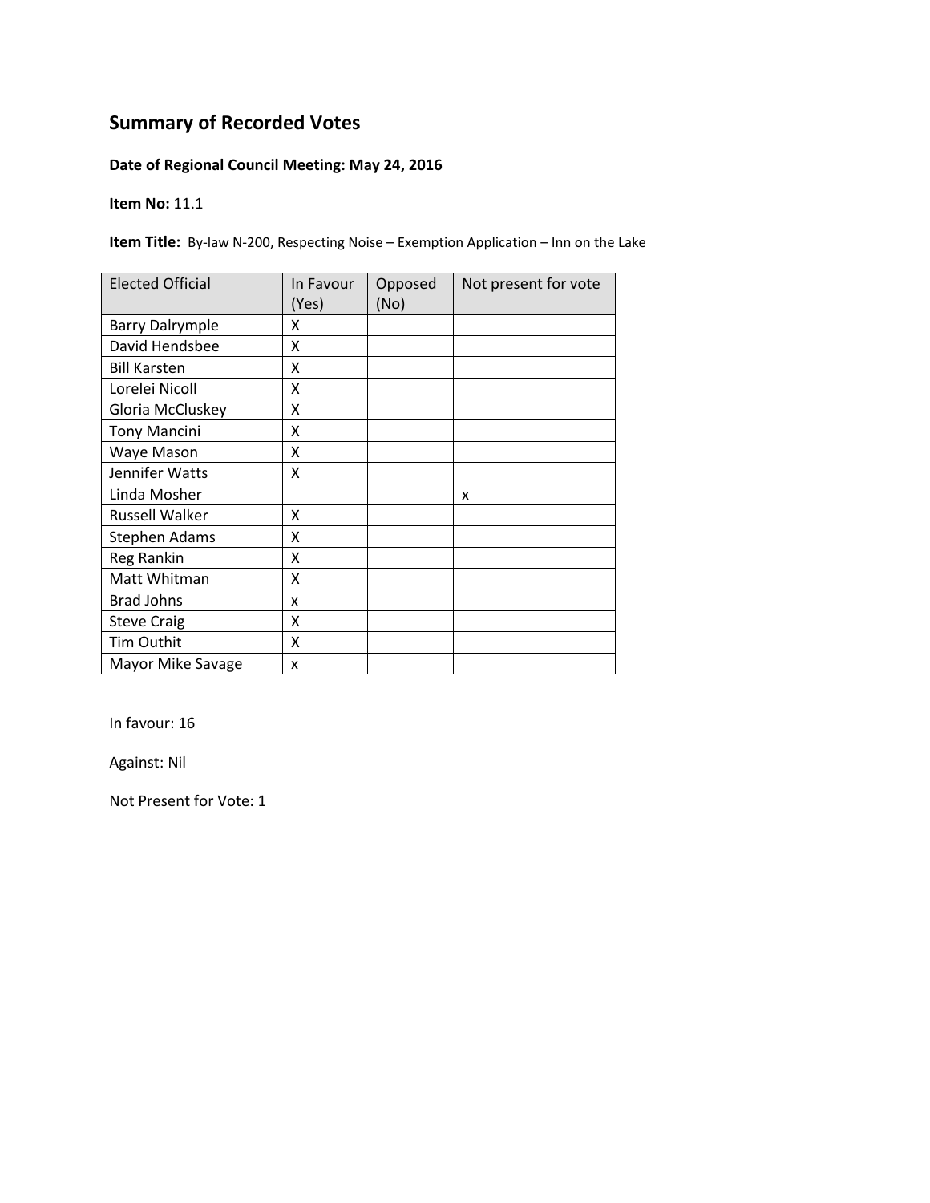# Summary of Recorded Votes

**Date of Regional Council Meeting: May 24, 2016**

**Item No:** 11.1

**Item Title:** By-law N-200, Respecting Noise – Exemption Application – Inn on the Lake

| Elected Official | In Favour (Yes) | Opposed (No) | Not present for vote |
|---|---|---|---|
| Barry Dalrymple | X | | |
| David Hendsbee | X | | |
| Bill Karsten | X | | |
| Lorelei Nicoll | X | | |
| Gloria McCluskey | X | | |
| Tony Mancini | X | | |
| Waye Mason | X | | |
| Jennifer Watts | X | | |
| Linda Mosher | | | x |
| Russell Walker | X | | |
| Stephen Adams | X | | |
| Reg Rankin | X | | |
| Matt Whitman | X | | |
| Brad Johns | x | | |
| Steve Craig | X | | |
| Tim Outhit | X | | |
| Mayor Mike Savage | x | | |

In favour: 16

Against: Nil

Not Present for Vote: 1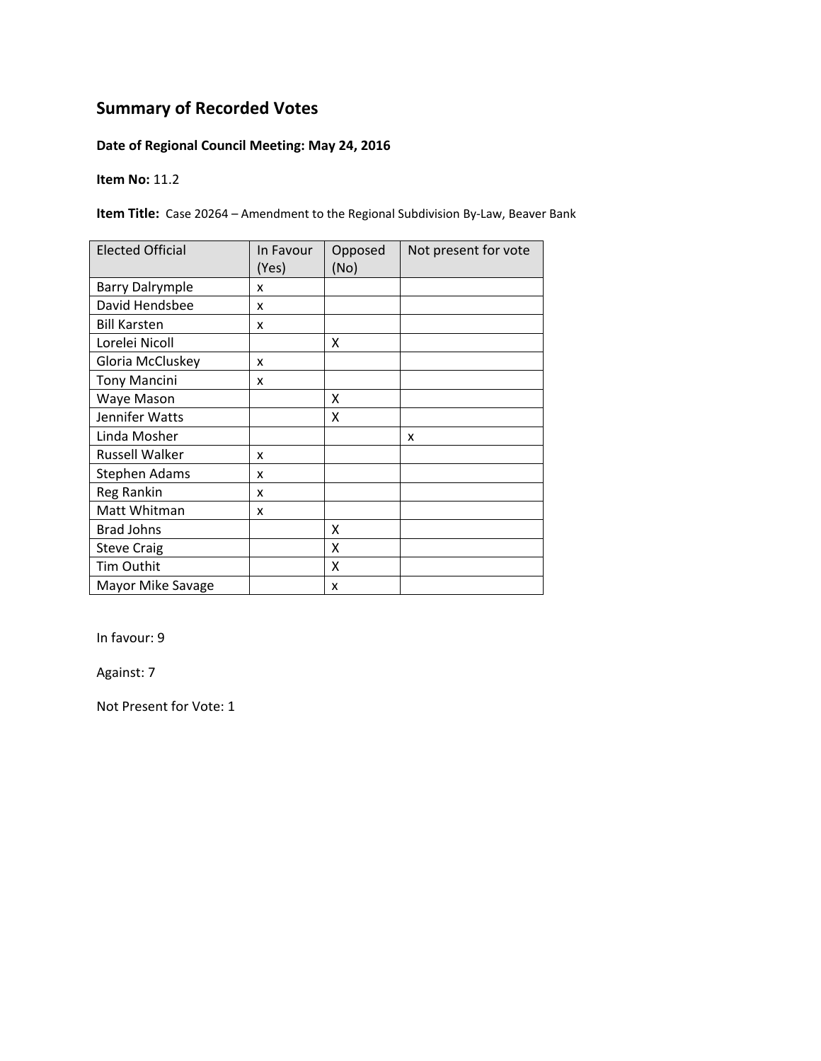# Summary of Recorded Votes

**Date of Regional Council Meeting: May 24, 2016**

**Item No:** 11.2

**Item Title:** Case 20264 – Amendment to the Regional Subdivision By-Law, Beaver Bank

| Elected Official | In Favour (Yes) | Opposed (No) | Not present for vote |
|---|---|---|---|
| Barry Dalrymple | x | | |
| David Hendsbee | x | | |
| Bill Karsten | x | | |
| Lorelei Nicoll | | X | |
| Gloria McCluskey | x | | |
| Tony Mancini | x | | |
| Waye Mason | | X | |
| Jennifer Watts | | X | |
| Linda Mosher | | | x |
| Russell Walker | x | | |
| Stephen Adams | x | | |
| Reg Rankin | x | | |
| Matt Whitman | x | | |
| Brad Johns | | X | |
| Steve Craig | | X | |
| Tim Outhit | | X | |
| Mayor Mike Savage | | x | |

In favour: 9

Against: 7

Not Present for Vote: 1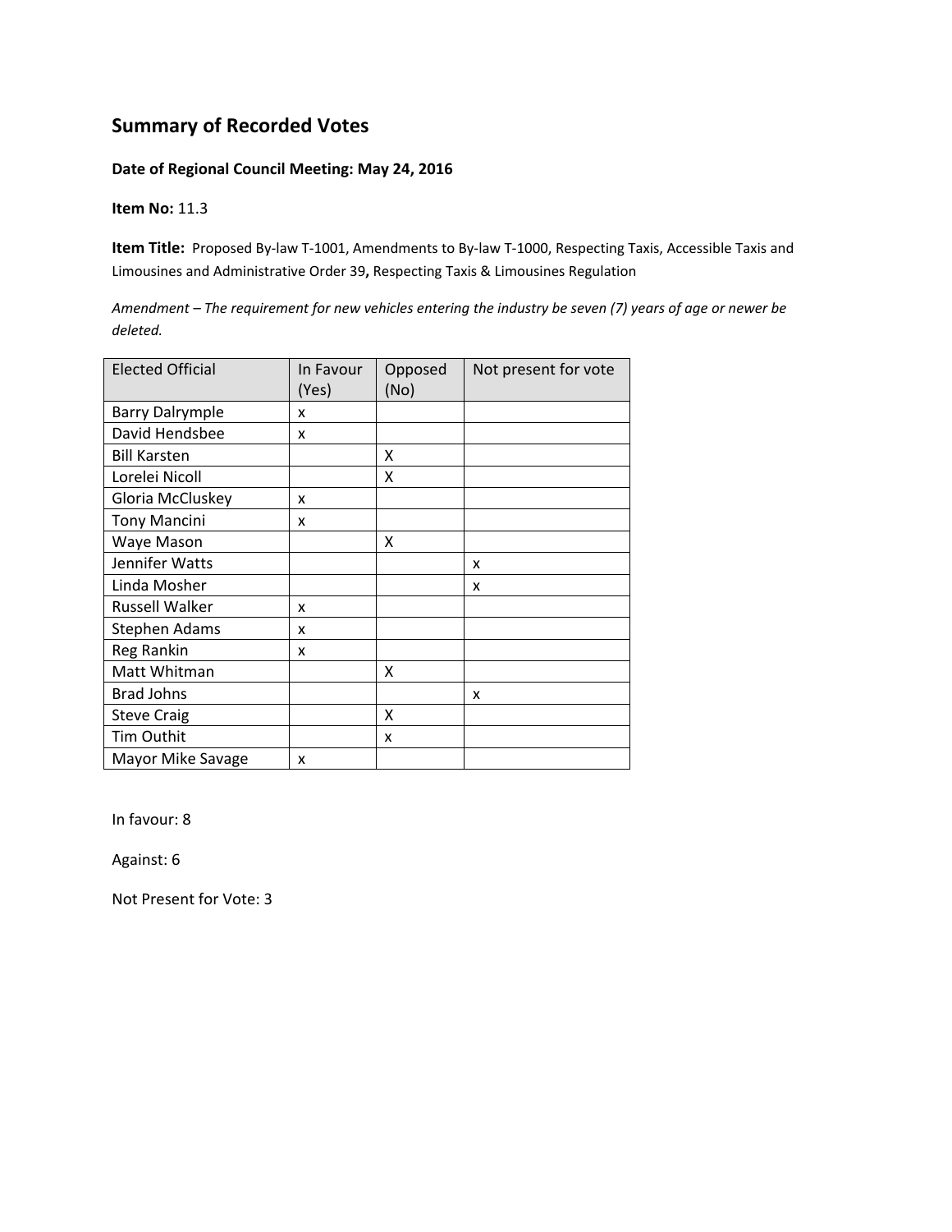## Summary of Recorded Votes

**Date of Regional Council Meeting: May 24, 2016**

**Item No:** 11.3

**Item Title:** Proposed By-law T-1001, Amendments to By-law T-1000, Respecting Taxis, Accessible Taxis and Limousines and Administrative Order 39**,** Respecting Taxis & Limousines Regulation

*Amendment – The requirement for new vehicles entering the industry be seven (7) years of age or newer be deleted.*

| Elected Official | In Favour (Yes) | Opposed (No) | Not present for vote |
|---|---|---|---|
| Barry Dalrymple | x | | |
| David Hendsbee | x | | |
| Bill Karsten | | X | |
| Lorelei Nicoll | | X | |
| Gloria McCluskey | x | | |
| Tony Mancini | x | | |
| Waye Mason | | X | |
| Jennifer Watts | | | x |
| Linda Mosher | | | x |
| Russell Walker | x | | |
| Stephen Adams | x | | |
| Reg Rankin | x | | |
| Matt Whitman | | X | |
| Brad Johns | | | x |
| Steve Craig | | X | |
| Tim Outhit | | x | |
| Mayor Mike Savage | x | | |

In favour: 8

Against: 6

Not Present for Vote: 3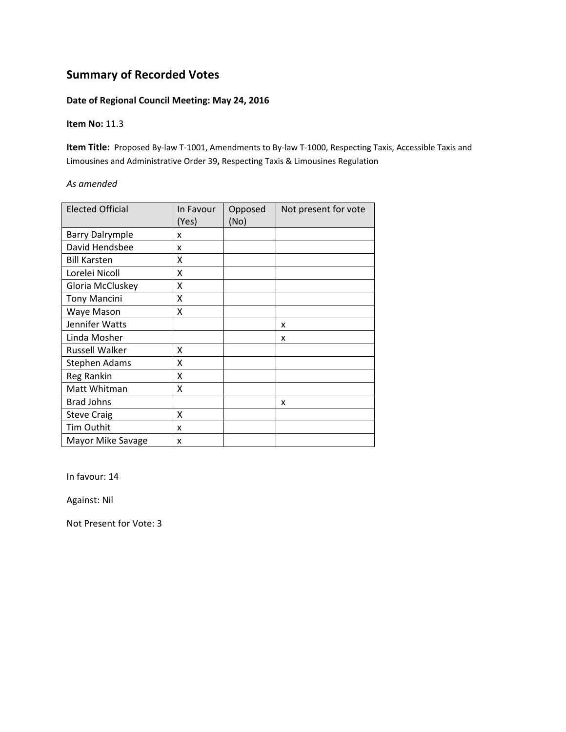# Summary of Recorded Votes

**Date of Regional Council Meeting: May 24, 2016**

**Item No:** 11.3

**Item Title:** Proposed By-law T-1001, Amendments to By-law T-1000, Respecting Taxis, Accessible Taxis and Limousines and Administrative Order 39**,** Respecting Taxis & Limousines Regulation

*As amended*

| Elected Official | In Favour (Yes) | Opposed (No) | Not present for vote |
|---|---|---|---|
| Barry Dalrymple | x | | |
| David Hendsbee | x | | |
| Bill Karsten | X | | |
| Lorelei Nicoll | X | | |
| Gloria McCluskey | X | | |
| Tony Mancini | X | | |
| Waye Mason | X | | |
| Jennifer Watts | | | x |
| Linda Mosher | | | x |
| Russell Walker | X | | |
| Stephen Adams | X | | |
| Reg Rankin | X | | |
| Matt Whitman | X | | |
| Brad Johns | | | x |
| Steve Craig | X | | |
| Tim Outhit | x | | |
| Mayor Mike Savage | x | | |

In favour: 14

Against: Nil

Not Present for Vote: 3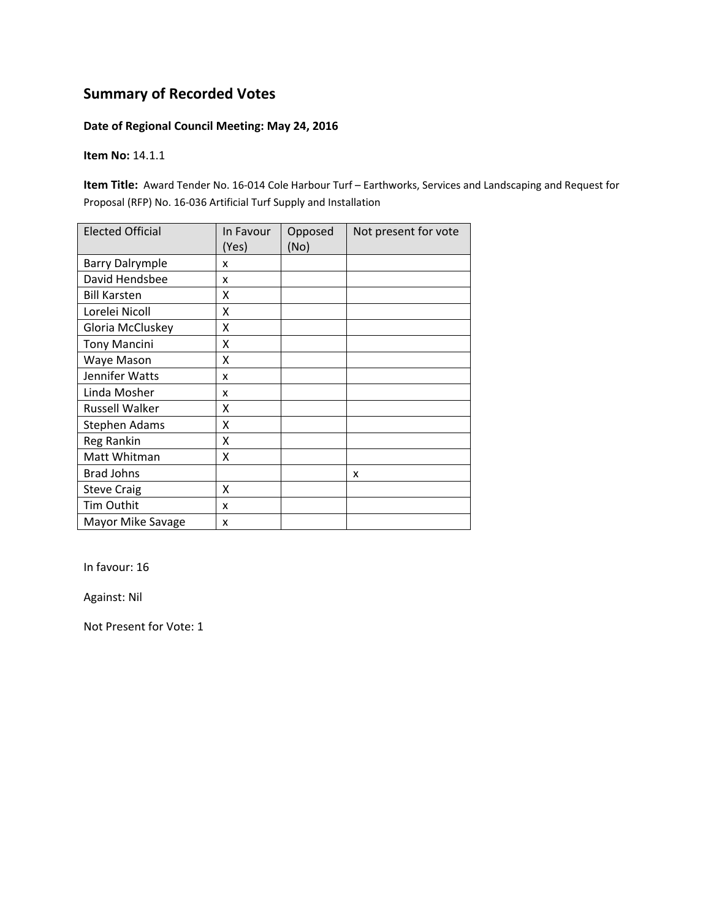# Summary of Recorded Votes

**Date of Regional Council Meeting: May 24, 2016**

**Item No:** 14.1.1

**Item Title:** Award Tender No. 16-014 Cole Harbour Turf – Earthworks, Services and Landscaping and Request for Proposal (RFP) No. 16-036 Artificial Turf Supply and Installation

| Elected Official | In Favour (Yes) | Opposed (No) | Not present for vote |
|---|---|---|---|
| Barry Dalrymple | x | | |
| David Hendsbee | x | | |
| Bill Karsten | X | | |
| Lorelei Nicoll | X | | |
| Gloria McCluskey | X | | |
| Tony Mancini | X | | |
| Waye Mason | X | | |
| Jennifer Watts | x | | |
| Linda Mosher | x | | |
| Russell Walker | X | | |
| Stephen Adams | X | | |
| Reg Rankin | X | | |
| Matt Whitman | X | | |
| Brad Johns | | | x |
| Steve Craig | X | | |
| Tim Outhit | x | | |
| Mayor Mike Savage | x | | |

In favour: 16

Against: Nil

Not Present for Vote: 1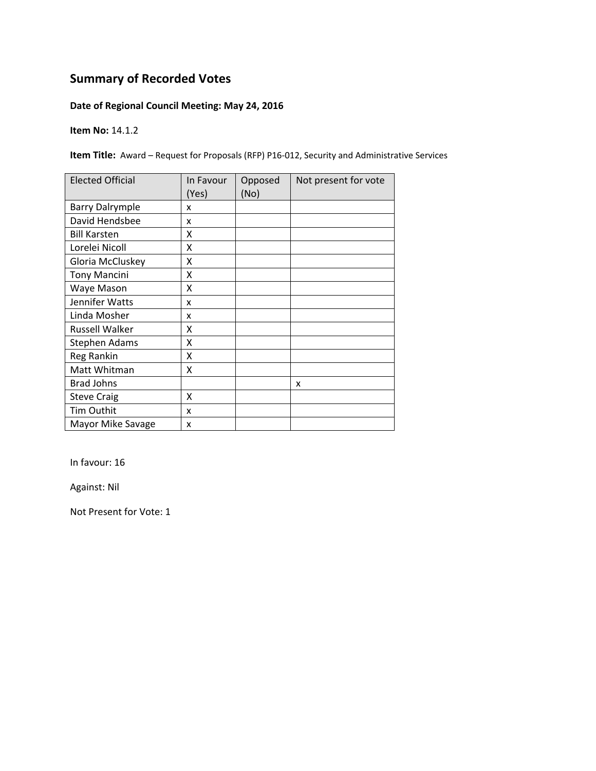## Summary of Recorded Votes

**Date of Regional Council Meeting: May 24, 2016**

**Item No:** 14.1.2

**Item Title:** Award – Request for Proposals (RFP) P16-012, Security and Administrative Services

| Elected Official | In Favour (Yes) | Opposed (No) | Not present for vote |
|---|---|---|---|
| Barry Dalrymple | x | | |
| David Hendsbee | x | | |
| Bill Karsten | X | | |
| Lorelei Nicoll | X | | |
| Gloria McCluskey | X | | |
| Tony Mancini | X | | |
| Waye Mason | X | | |
| Jennifer Watts | x | | |
| Linda Mosher | x | | |
| Russell Walker | X | | |
| Stephen Adams | X | | |
| Reg Rankin | X | | |
| Matt Whitman | X | | |
| Brad Johns | | | x |
| Steve Craig | X | | |
| Tim Outhit | x | | |
| Mayor Mike Savage | x | | |

In favour: 16

Against: Nil

Not Present for Vote: 1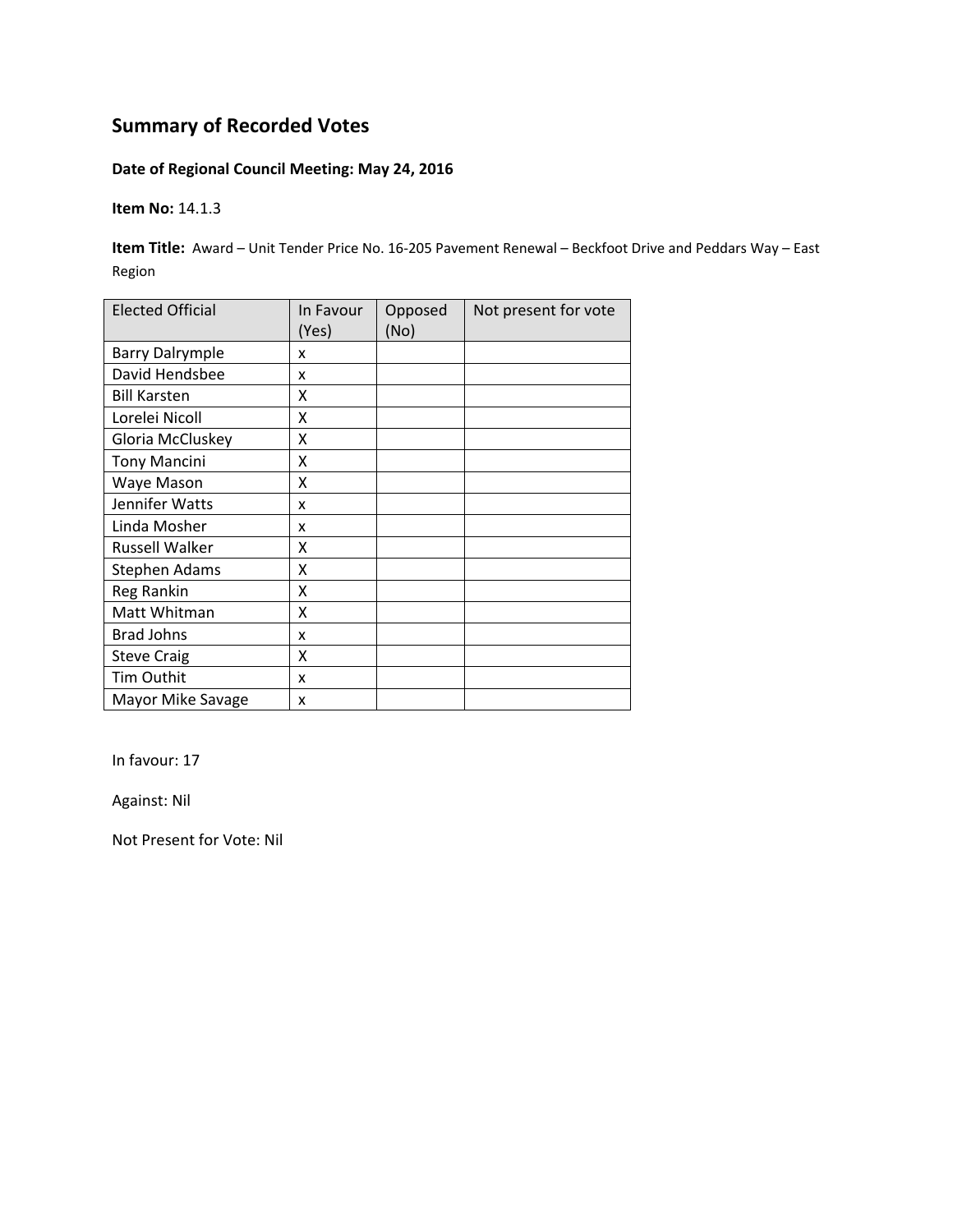# Summary of Recorded Votes

**Date of Regional Council Meeting: May 24, 2016**

**Item No:** 14.1.3

**Item Title:** Award – Unit Tender Price No. 16-205 Pavement Renewal – Beckfoot Drive and Peddars Way – East Region

| Elected Official | In Favour (Yes) | Opposed (No) | Not present for vote |
|---|---|---|---|
| Barry Dalrymple | x | | |
| David Hendsbee | x | | |
| Bill Karsten | X | | |
| Lorelei Nicoll | X | | |
| Gloria McCluskey | X | | |
| Tony Mancini | X | | |
| Waye Mason | X | | |
| Jennifer Watts | x | | |
| Linda Mosher | x | | |
| Russell Walker | X | | |
| Stephen Adams | X | | |
| Reg Rankin | X | | |
| Matt Whitman | X | | |
| Brad Johns | x | | |
| Steve Craig | X | | |
| Tim Outhit | x | | |
| Mayor Mike Savage | x | | |

In favour: 17

Against: Nil

Not Present for Vote: Nil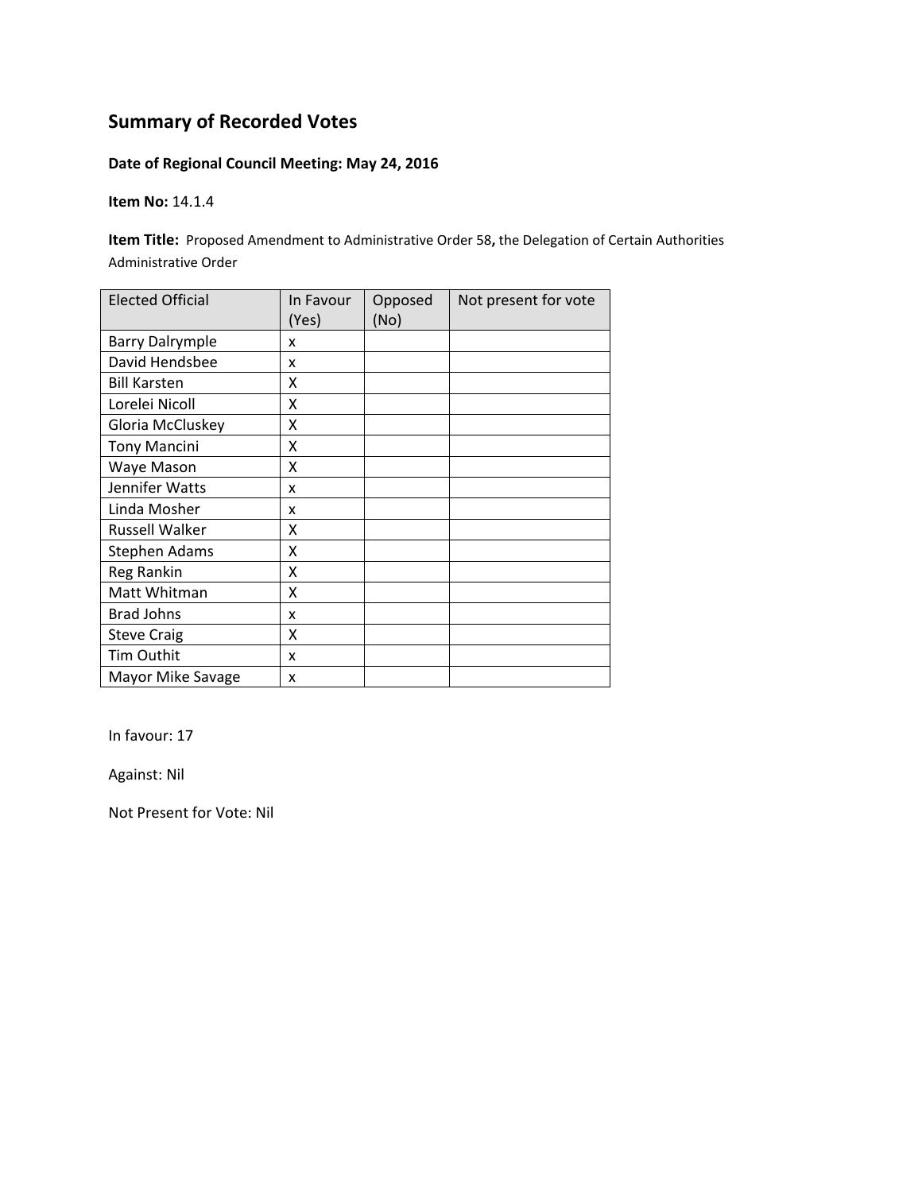## Summary of Recorded Votes

**Date of Regional Council Meeting: May 24, 2016**

**Item No:** 14.1.4

**Item Title:** Proposed Amendment to Administrative Order 58**,** the Delegation of Certain Authorities Administrative Order

| Elected Official | In Favour (Yes) | Opposed (No) | Not present for vote |
|---|---|---|---|
| Barry Dalrymple | x | | |
| David Hendsbee | x | | |
| Bill Karsten | X | | |
| Lorelei Nicoll | X | | |
| Gloria McCluskey | X | | |
| Tony Mancini | X | | |
| Waye Mason | X | | |
| Jennifer Watts | x | | |
| Linda Mosher | x | | |
| Russell Walker | X | | |
| Stephen Adams | X | | |
| Reg Rankin | X | | |
| Matt Whitman | X | | |
| Brad Johns | x | | |
| Steve Craig | X | | |
| Tim Outhit | x | | |
| Mayor Mike Savage | x | | |

In favour: 17

Against: Nil

Not Present for Vote: Nil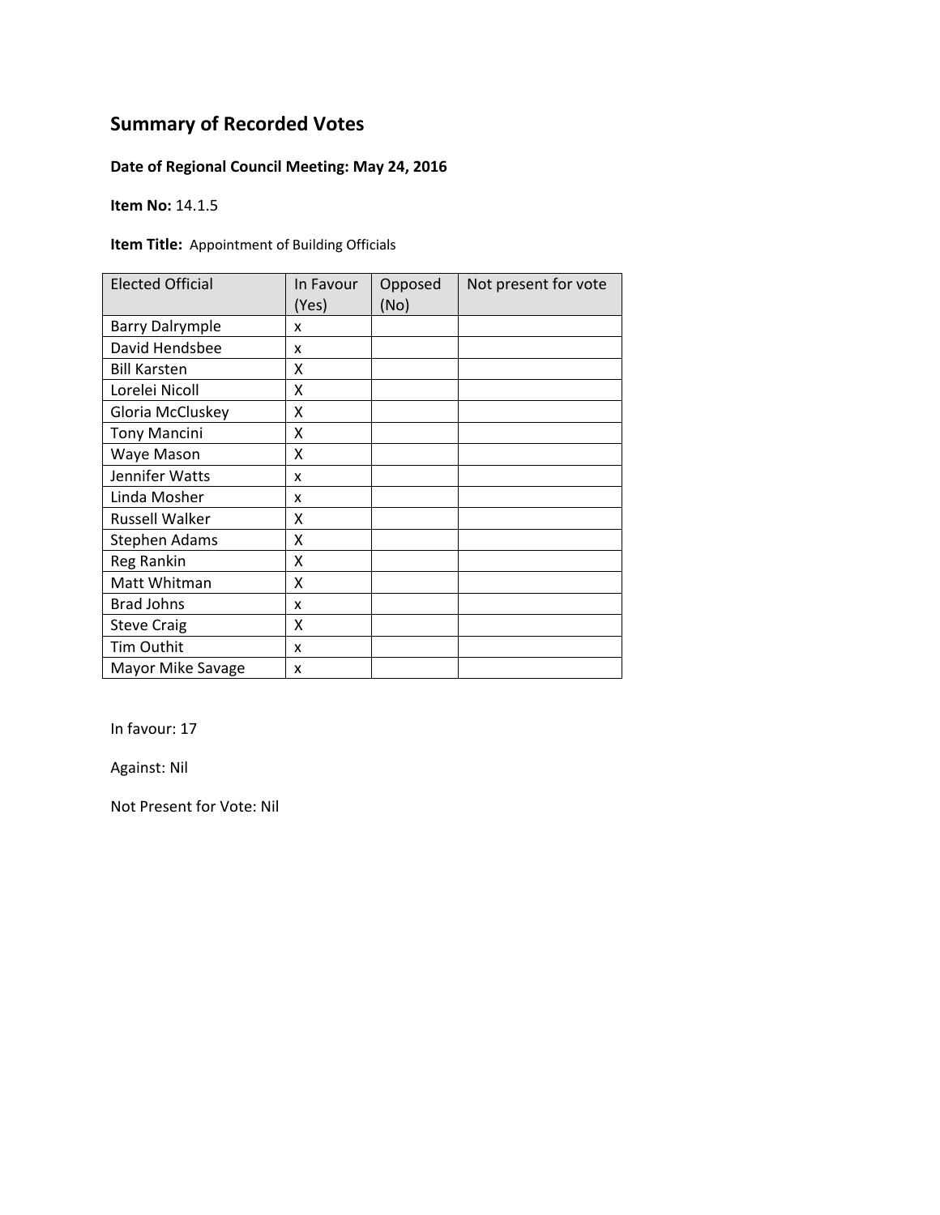## Summary of Recorded Votes

**Date of Regional Council Meeting: May 24, 2016**

**Item No:** 14.1.5

**Item Title:** Appointment of Building Officials

| Elected Official | In Favour (Yes) | Opposed (No) | Not present for vote |
|---|---|---|---|
| Barry Dalrymple | x | | |
| David Hendsbee | x | | |
| Bill Karsten | X | | |
| Lorelei Nicoll | X | | |
| Gloria McCluskey | X | | |
| Tony Mancini | X | | |
| Waye Mason | X | | |
| Jennifer Watts | x | | |
| Linda Mosher | x | | |
| Russell Walker | X | | |
| Stephen Adams | X | | |
| Reg Rankin | X | | |
| Matt Whitman | X | | |
| Brad Johns | x | | |
| Steve Craig | X | | |
| Tim Outhit | x | | |
| Mayor Mike Savage | x | | |

In favour: 17

Against: Nil

Not Present for Vote: Nil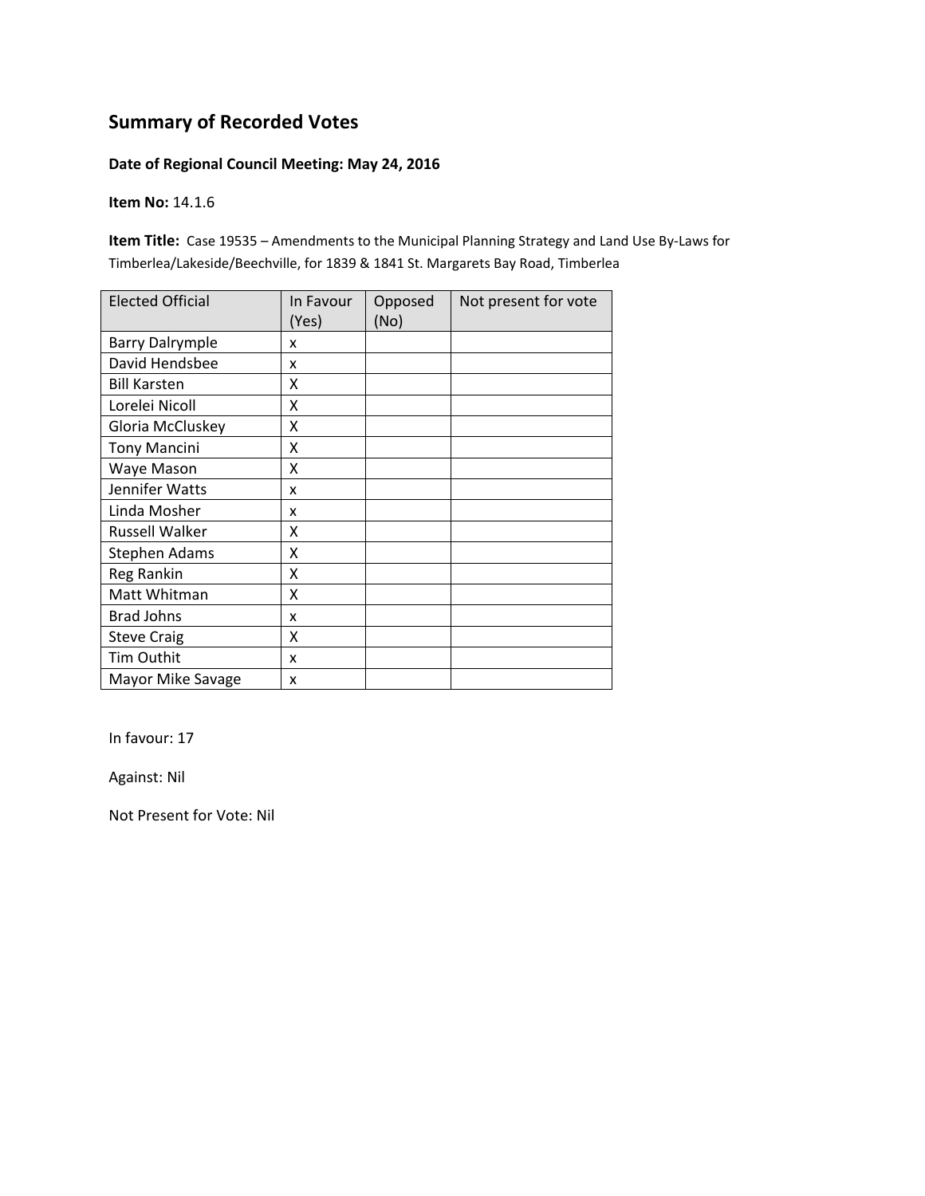## Summary of Recorded Votes

**Date of Regional Council Meeting: May 24, 2016**

**Item No:** 14.1.6

**Item Title:** Case 19535 – Amendments to the Municipal Planning Strategy and Land Use By-Laws for Timberlea/Lakeside/Beechville, for 1839 & 1841 St. Margarets Bay Road, Timberlea

| Elected Official | In Favour (Yes) | Opposed (No) | Not present for vote |
|---|---|---|---|
| Barry Dalrymple | x | | |
| David Hendsbee | x | | |
| Bill Karsten | X | | |
| Lorelei Nicoll | X | | |
| Gloria McCluskey | X | | |
| Tony Mancini | X | | |
| Waye Mason | X | | |
| Jennifer Watts | x | | |
| Linda Mosher | x | | |
| Russell Walker | X | | |
| Stephen Adams | X | | |
| Reg Rankin | X | | |
| Matt Whitman | X | | |
| Brad Johns | x | | |
| Steve Craig | X | | |
| Tim Outhit | x | | |
| Mayor Mike Savage | x | | |

In favour: 17

Against: Nil

Not Present for Vote: Nil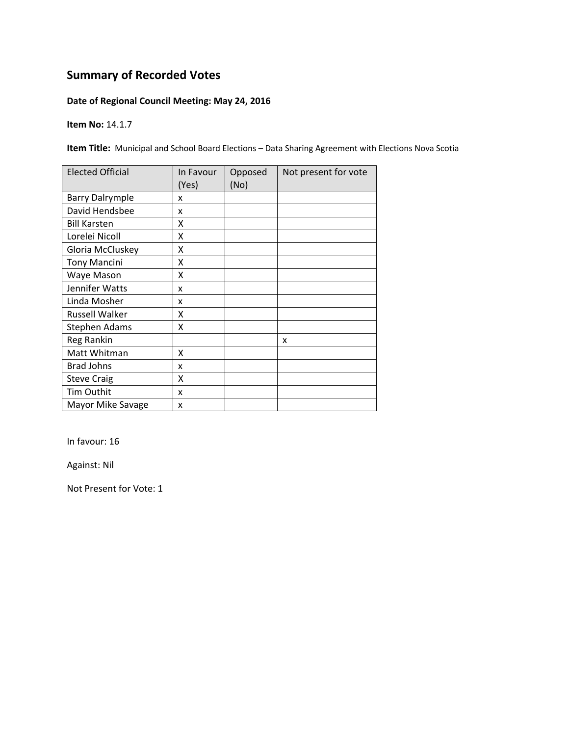# Summary of Recorded Votes

**Date of Regional Council Meeting: May 24, 2016**

**Item No:** 14.1.7

**Item Title:** Municipal and School Board Elections – Data Sharing Agreement with Elections Nova Scotia

| Elected Official | In Favour (Yes) | Opposed (No) | Not present for vote |
|---|---|---|---|
| Barry Dalrymple | x | | |
| David Hendsbee | x | | |
| Bill Karsten | X | | |
| Lorelei Nicoll | X | | |
| Gloria McCluskey | X | | |
| Tony Mancini | X | | |
| Waye Mason | X | | |
| Jennifer Watts | x | | |
| Linda Mosher | x | | |
| Russell Walker | X | | |
| Stephen Adams | X | | |
| Reg Rankin | | | x |
| Matt Whitman | X | | |
| Brad Johns | x | | |
| Steve Craig | X | | |
| Tim Outhit | x | | |
| Mayor Mike Savage | x | | |

In favour: 16

Against: Nil

Not Present for Vote: 1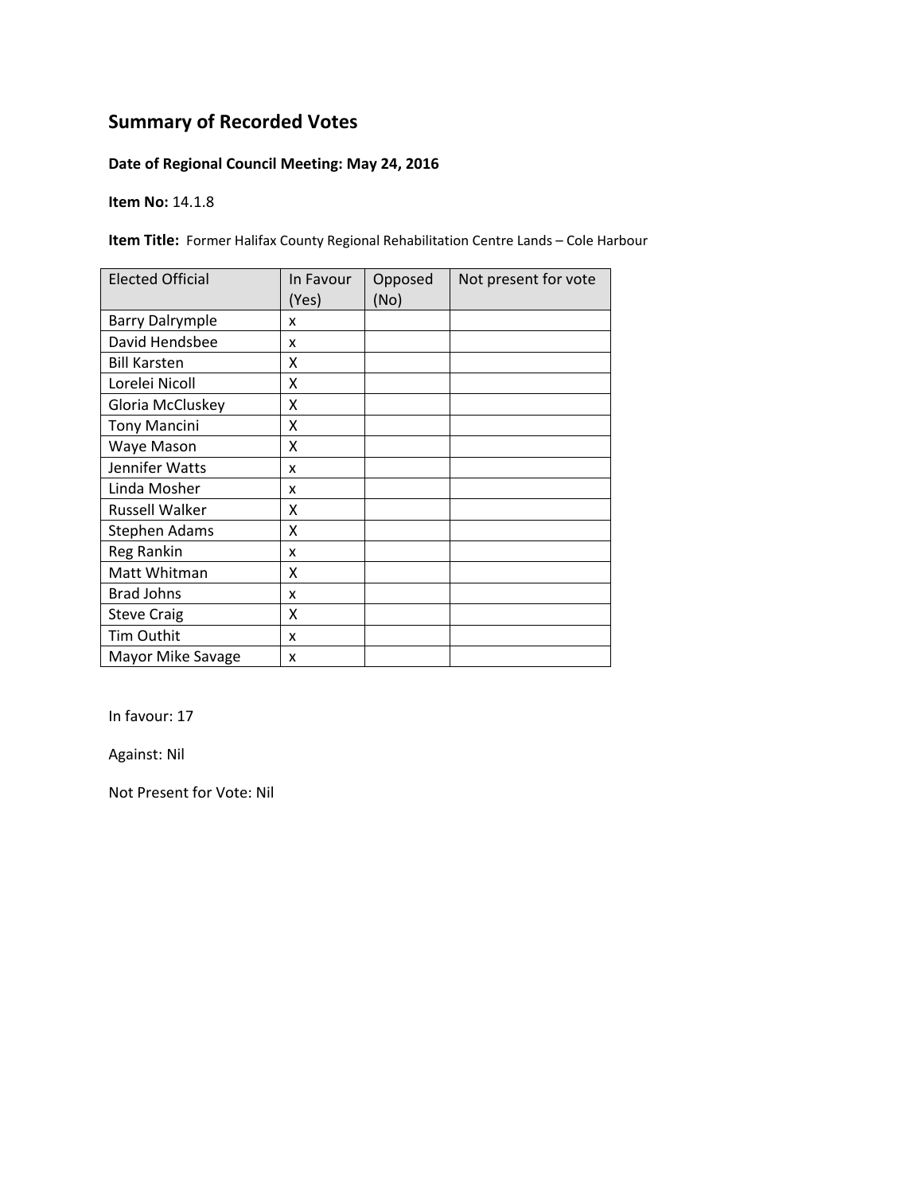# Summary of Recorded Votes

**Date of Regional Council Meeting: May 24, 2016**

**Item No:** 14.1.8

**Item Title:** Former Halifax County Regional Rehabilitation Centre Lands – Cole Harbour

| Elected Official | In Favour (Yes) | Opposed (No) | Not present for vote |
|---|---|---|---|
| Barry Dalrymple | x | | |
| David Hendsbee | x | | |
| Bill Karsten | X | | |
| Lorelei Nicoll | X | | |
| Gloria McCluskey | X | | |
| Tony Mancini | X | | |
| Waye Mason | X | | |
| Jennifer Watts | x | | |
| Linda Mosher | x | | |
| Russell Walker | X | | |
| Stephen Adams | X | | |
| Reg Rankin | x | | |
| Matt Whitman | X | | |
| Brad Johns | x | | |
| Steve Craig | X | | |
| Tim Outhit | x | | |
| Mayor Mike Savage | x | | |

In favour: 17

Against: Nil

Not Present for Vote: Nil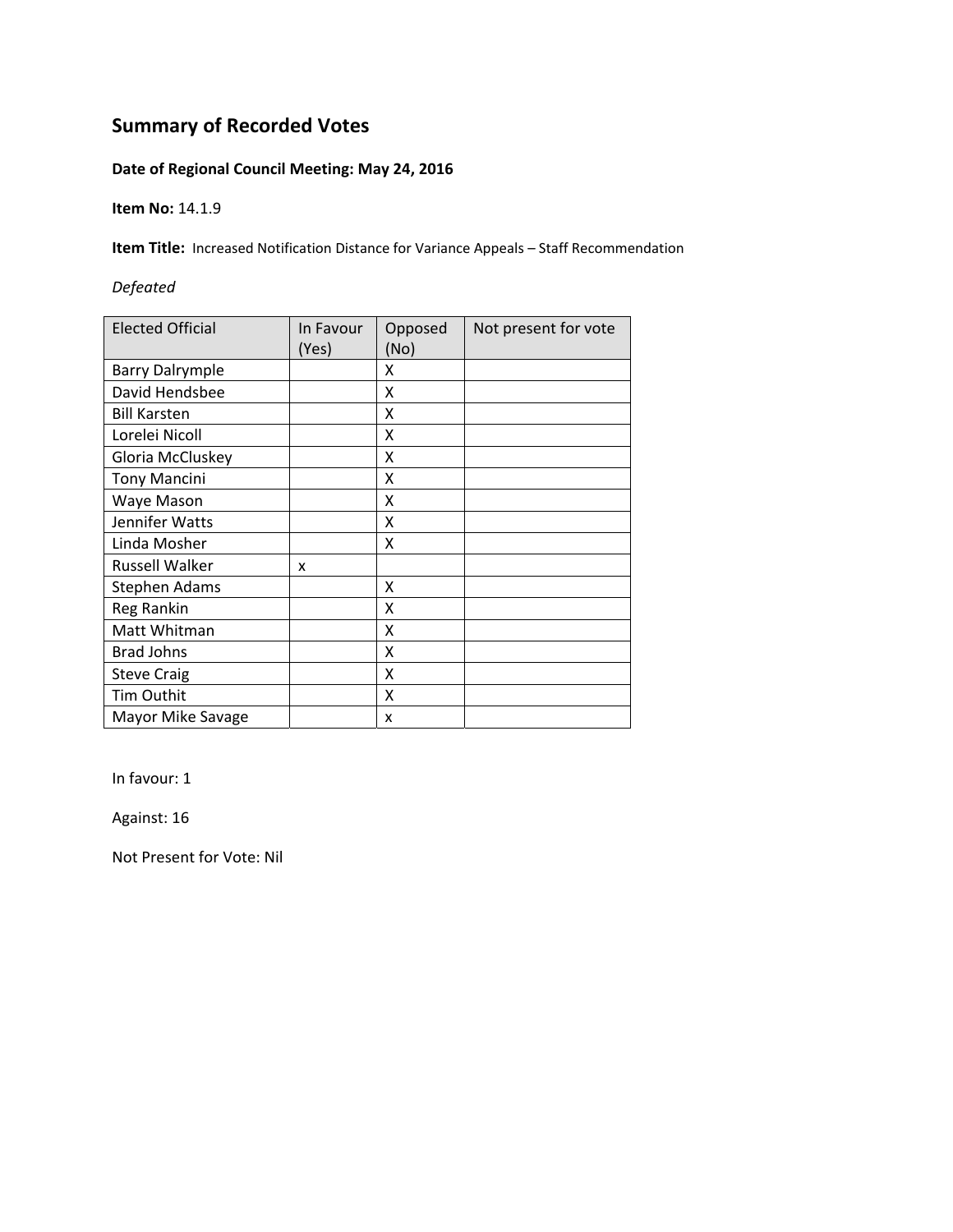## Summary of Recorded Votes

**Date of Regional Council Meeting: May 24, 2016**

**Item No:** 14.1.9

**Item Title:** Increased Notification Distance for Variance Appeals – Staff Recommendation

*Defeated*

| Elected Official | In Favour (Yes) | Opposed (No) | Not present for vote |
|---|---|---|---|
| Barry Dalrymple | | X | |
| David Hendsbee | | X | |
| Bill Karsten | | X | |
| Lorelei Nicoll | | X | |
| Gloria McCluskey | | X | |
| Tony Mancini | | X | |
| Waye Mason | | X | |
| Jennifer Watts | | X | |
| Linda Mosher | | X | |
| Russell Walker | x | | |
| Stephen Adams | | X | |
| Reg Rankin | | X | |
| Matt Whitman | | X | |
| Brad Johns | | X | |
| Steve Craig | | X | |
| Tim Outhit | | X | |
| Mayor Mike Savage | | x | |

In favour: 1

Against: 16

Not Present for Vote: Nil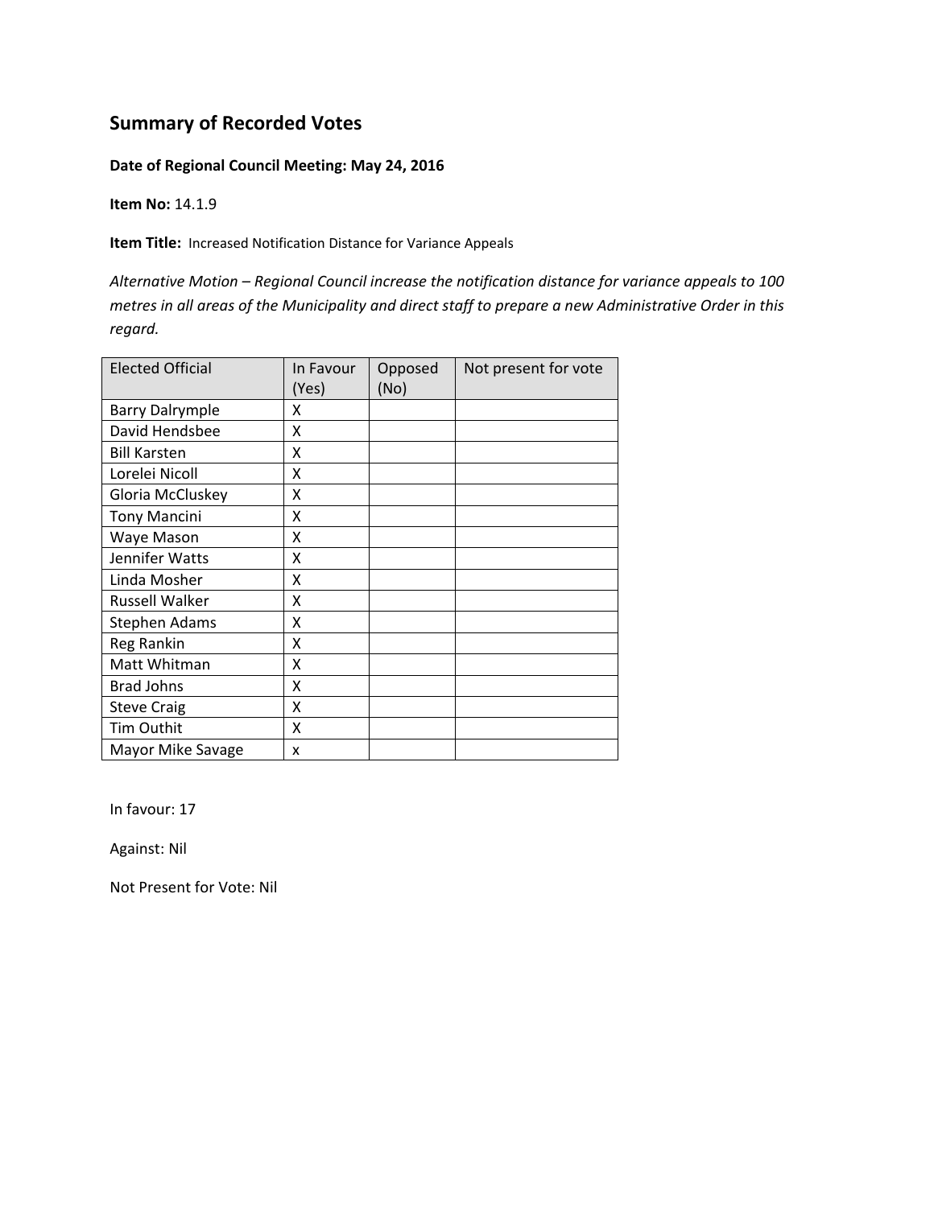## Summary of Recorded Votes

**Date of Regional Council Meeting: May 24, 2016**

**Item No:** 14.1.9

**Item Title:** Increased Notification Distance for Variance Appeals

*Alternative Motion – Regional Council increase the notification distance for variance appeals to 100 metres in all areas of the Municipality and direct staff to prepare a new Administrative Order in this regard.*

| Elected Official | In Favour (Yes) | Opposed (No) | Not present for vote |
|---|---|---|---|
| Barry Dalrymple | X | | |
| David Hendsbee | X | | |
| Bill Karsten | X | | |
| Lorelei Nicoll | X | | |
| Gloria McCluskey | X | | |
| Tony Mancini | X | | |
| Waye Mason | X | | |
| Jennifer Watts | X | | |
| Linda Mosher | X | | |
| Russell Walker | X | | |
| Stephen Adams | X | | |
| Reg Rankin | X | | |
| Matt Whitman | X | | |
| Brad Johns | X | | |
| Steve Craig | X | | |
| Tim Outhit | X | | |
| Mayor Mike Savage | x | | |

In favour: 17

Against: Nil

Not Present for Vote: Nil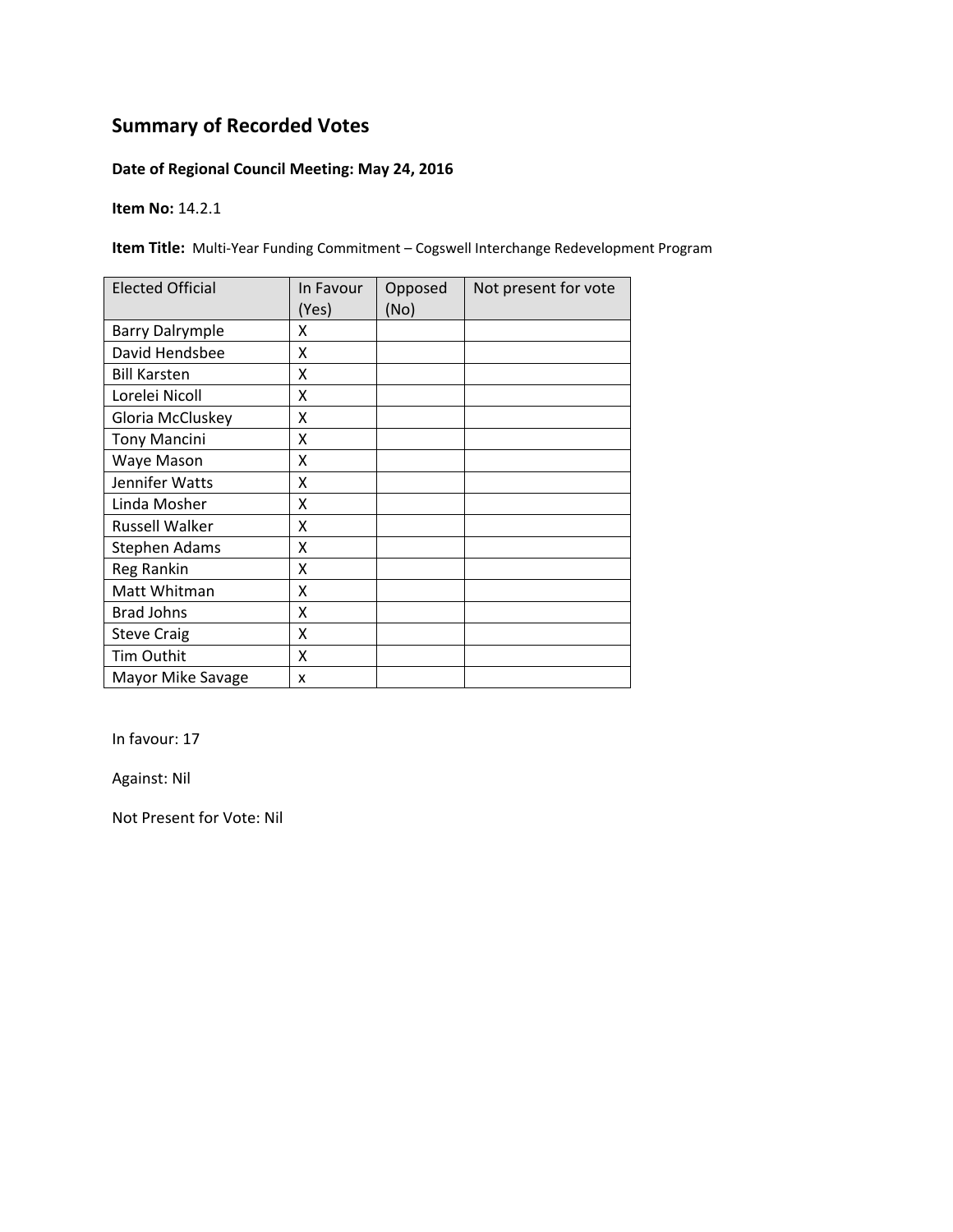## Summary of Recorded Votes

**Date of Regional Council Meeting: May 24, 2016**

**Item No:** 14.2.1

**Item Title:** Multi-Year Funding Commitment – Cogswell Interchange Redevelopment Program

| Elected Official | In Favour (Yes) | Opposed (No) | Not present for vote |
|---|---|---|---|
| Barry Dalrymple | X | | |
| David Hendsbee | X | | |
| Bill Karsten | X | | |
| Lorelei Nicoll | X | | |
| Gloria McCluskey | X | | |
| Tony Mancini | X | | |
| Waye Mason | X | | |
| Jennifer Watts | X | | |
| Linda Mosher | X | | |
| Russell Walker | X | | |
| Stephen Adams | X | | |
| Reg Rankin | X | | |
| Matt Whitman | X | | |
| Brad Johns | X | | |
| Steve Craig | X | | |
| Tim Outhit | X | | |
| Mayor Mike Savage | x | | |

In favour: 17

Against: Nil

Not Present for Vote: Nil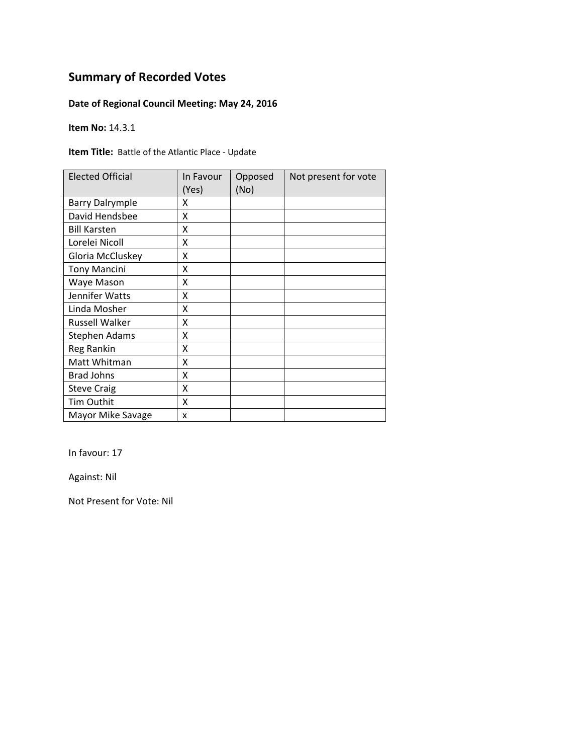## Summary of Recorded Votes

**Date of Regional Council Meeting: May 24, 2016**

**Item No:** 14.3.1

**Item Title:** Battle of the Atlantic Place - Update

| Elected Official | In Favour (Yes) | Opposed (No) | Not present for vote |
|---|---|---|---|
| Barry Dalrymple | X | | |
| David Hendsbee | X | | |
| Bill Karsten | X | | |
| Lorelei Nicoll | X | | |
| Gloria McCluskey | X | | |
| Tony Mancini | X | | |
| Waye Mason | X | | |
| Jennifer Watts | X | | |
| Linda Mosher | X | | |
| Russell Walker | X | | |
| Stephen Adams | X | | |
| Reg Rankin | X | | |
| Matt Whitman | X | | |
| Brad Johns | X | | |
| Steve Craig | X | | |
| Tim Outhit | X | | |
| Mayor Mike Savage | x | | |

In favour: 17

Against: Nil

Not Present for Vote: Nil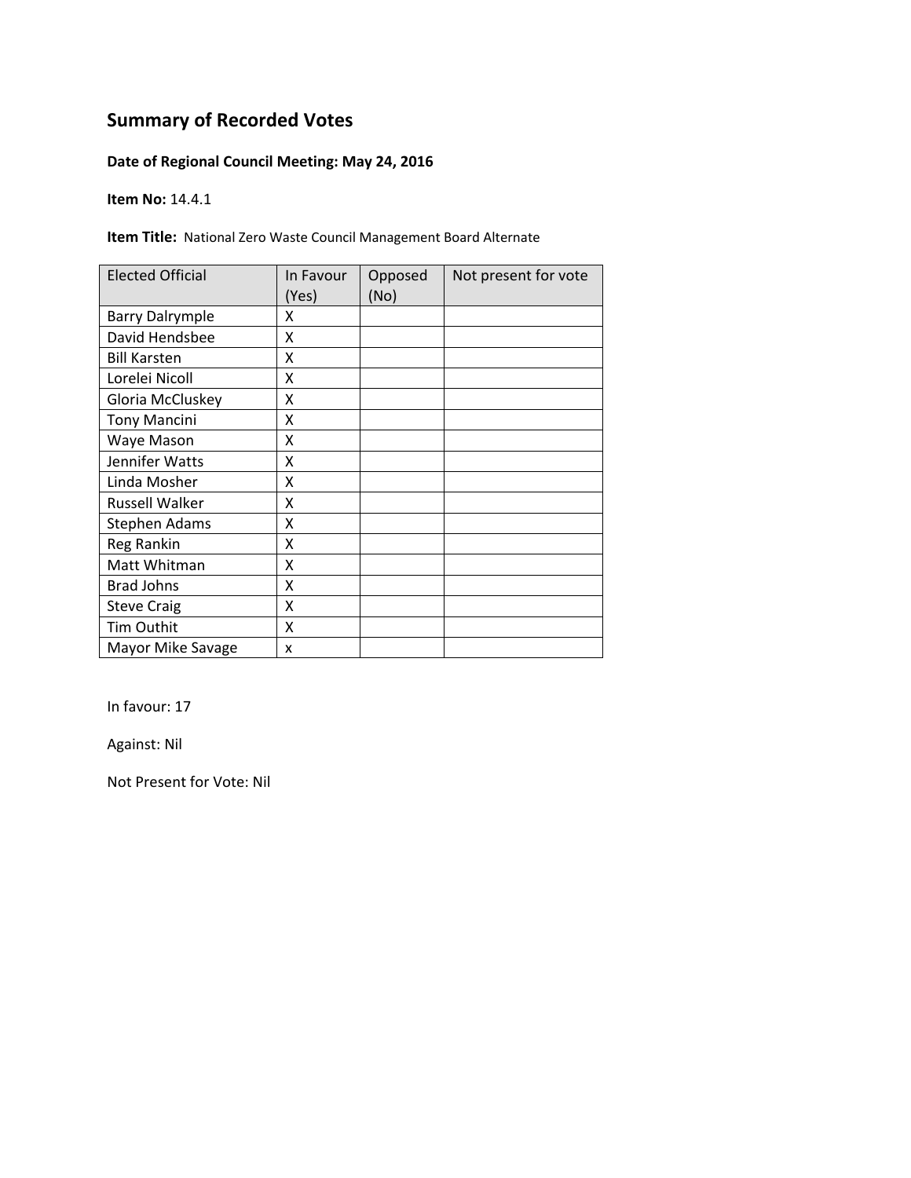# Summary of Recorded Votes

**Date of Regional Council Meeting: May 24, 2016**

**Item No:** 14.4.1

**Item Title:** National Zero Waste Council Management Board Alternate

| Elected Official | In Favour (Yes) | Opposed (No) | Not present for vote |
|---|---|---|---|
| Barry Dalrymple | X | | |
| David Hendsbee | X | | |
| Bill Karsten | X | | |
| Lorelei Nicoll | X | | |
| Gloria McCluskey | X | | |
| Tony Mancini | X | | |
| Waye Mason | X | | |
| Jennifer Watts | X | | |
| Linda Mosher | X | | |
| Russell Walker | X | | |
| Stephen Adams | X | | |
| Reg Rankin | X | | |
| Matt Whitman | X | | |
| Brad Johns | X | | |
| Steve Craig | X | | |
| Tim Outhit | X | | |
| Mayor Mike Savage | x | | |

In favour: 17

Against: Nil

Not Present for Vote: Nil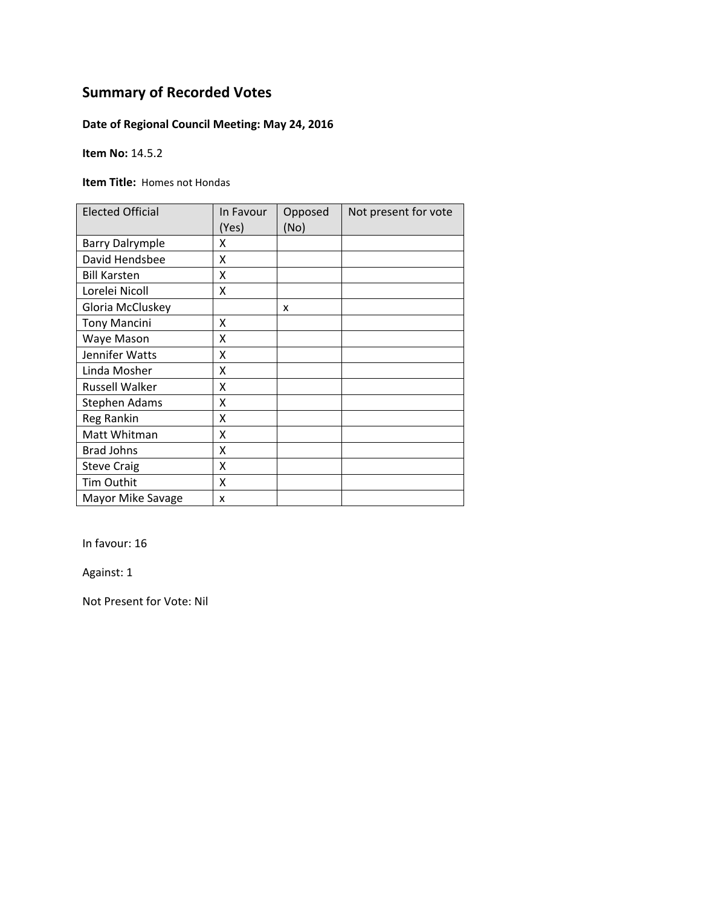# Summary of Recorded Votes

**Date of Regional Council Meeting: May 24, 2016**

**Item No:** 14.5.2

**Item Title:** Homes not Hondas

| Elected Official | In Favour (Yes) | Opposed (No) | Not present for vote |
|---|---|---|---|
| Barry Dalrymple | X | | |
| David Hendsbee | X | | |
| Bill Karsten | X | | |
| Lorelei Nicoll | X | | |
| Gloria McCluskey | | x | |
| Tony Mancini | X | | |
| Waye Mason | X | | |
| Jennifer Watts | X | | |
| Linda Mosher | X | | |
| Russell Walker | X | | |
| Stephen Adams | X | | |
| Reg Rankin | X | | |
| Matt Whitman | X | | |
| Brad Johns | X | | |
| Steve Craig | X | | |
| Tim Outhit | X | | |
| Mayor Mike Savage | x | | |

In favour: 16

Against: 1

Not Present for Vote: Nil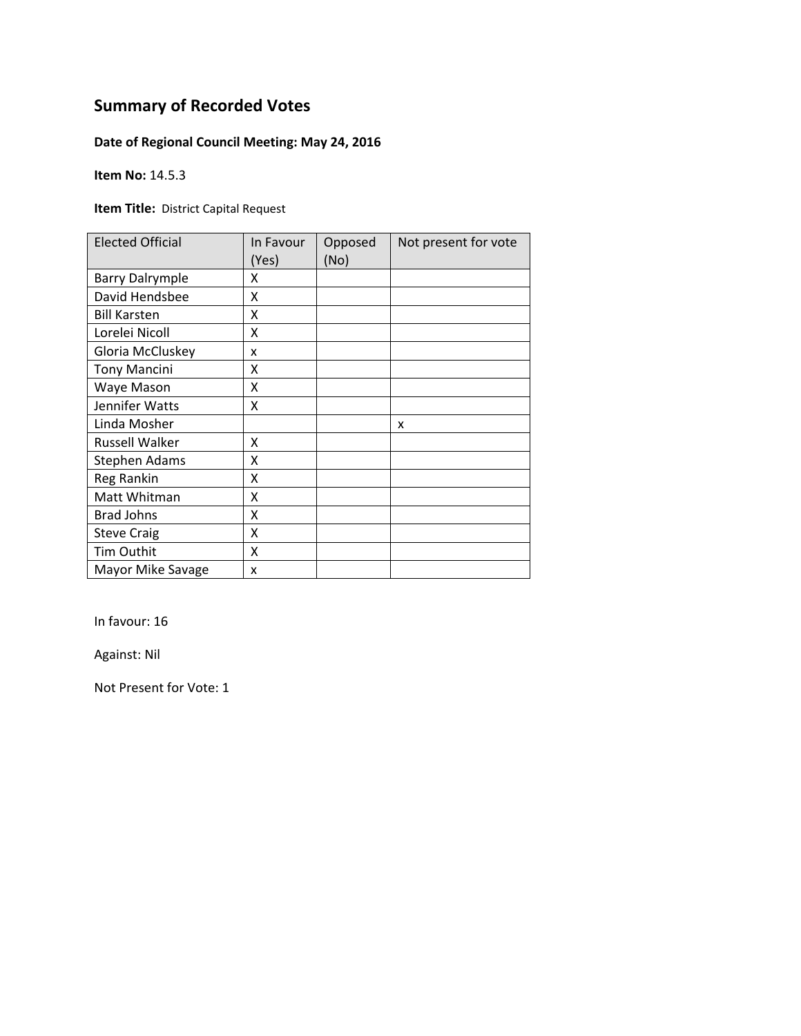# Summary of Recorded Votes

**Date of Regional Council Meeting: May 24, 2016**

**Item No:** 14.5.3

**Item Title:** District Capital Request

| Elected Official | In Favour (Yes) | Opposed (No) | Not present for vote |
|---|---|---|---|
| Barry Dalrymple | X | | |
| David Hendsbee | X | | |
| Bill Karsten | X | | |
| Lorelei Nicoll | X | | |
| Gloria McCluskey | x | | |
| Tony Mancini | X | | |
| Waye Mason | X | | |
| Jennifer Watts | X | | |
| Linda Mosher | | | x |
| Russell Walker | X | | |
| Stephen Adams | X | | |
| Reg Rankin | X | | |
| Matt Whitman | X | | |
| Brad Johns | X | | |
| Steve Craig | X | | |
| Tim Outhit | X | | |
| Mayor Mike Savage | x | | |

In favour: 16

Against: Nil

Not Present for Vote: 1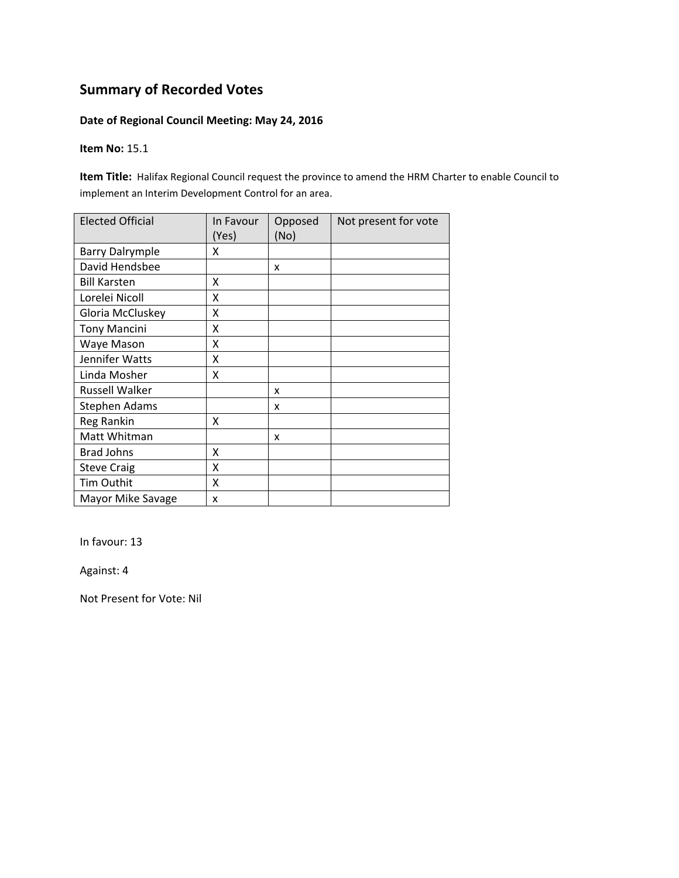# Summary of Recorded Votes

**Date of Regional Council Meeting: May 24, 2016**

**Item No:** 15.1

**Item Title:** Halifax Regional Council request the province to amend the HRM Charter to enable Council to implement an Interim Development Control for an area.

| Elected Official | In Favour (Yes) | Opposed (No) | Not present for vote |
|---|---|---|---|
| Barry Dalrymple | X | | |
| David Hendsbee | | x | |
| Bill Karsten | X | | |
| Lorelei Nicoll | X | | |
| Gloria McCluskey | X | | |
| Tony Mancini | X | | |
| Waye Mason | X | | |
| Jennifer Watts | X | | |
| Linda Mosher | X | | |
| Russell Walker | | x | |
| Stephen Adams | | x | |
| Reg Rankin | X | | |
| Matt Whitman | | x | |
| Brad Johns | X | | |
| Steve Craig | X | | |
| Tim Outhit | X | | |
| Mayor Mike Savage | x | | |

In favour: 13

Against: 4

Not Present for Vote: Nil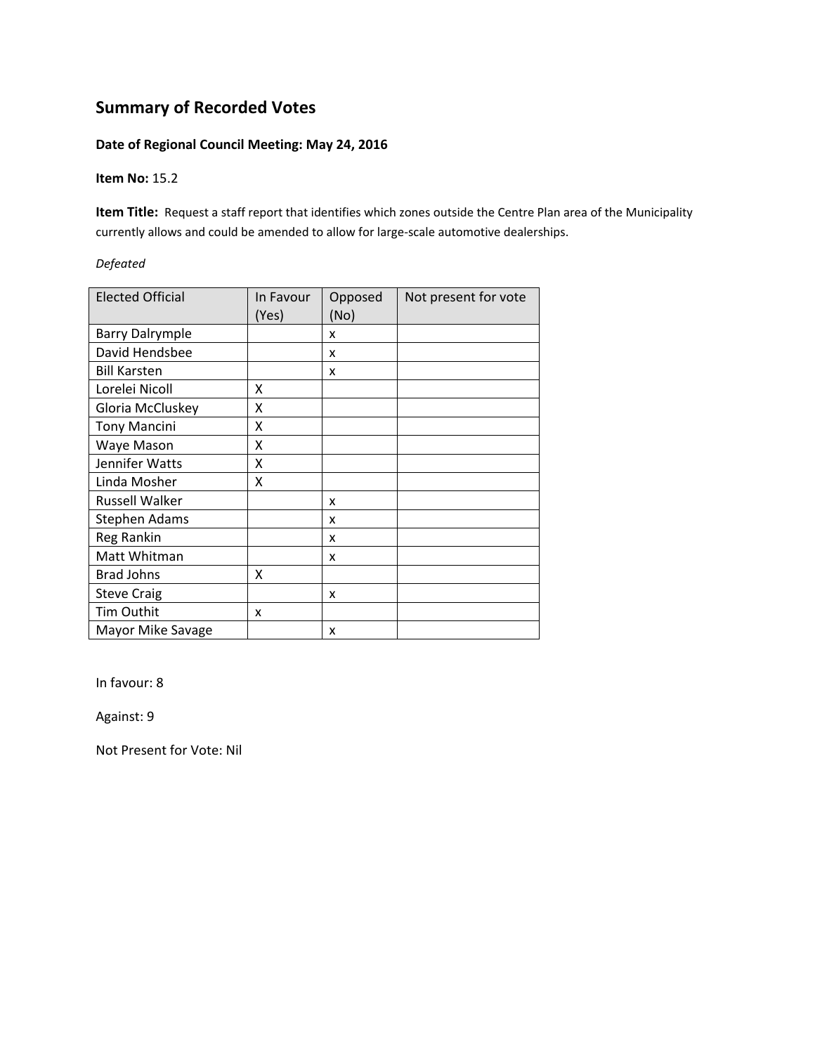# Summary of Recorded Votes

**Date of Regional Council Meeting: May 24, 2016**

**Item No:** 15.2

**Item Title:** Request a staff report that identifies which zones outside the Centre Plan area of the Municipality currently allows and could be amended to allow for large-scale automotive dealerships.

*Defeated*

| Elected Official | In Favour (Yes) | Opposed (No) | Not present for vote |
|---|---|---|---|
| Barry Dalrymple | | x | |
| David Hendsbee | | x | |
| Bill Karsten | | x | |
| Lorelei Nicoll | X | | |
| Gloria McCluskey | X | | |
| Tony Mancini | X | | |
| Waye Mason | X | | |
| Jennifer Watts | X | | |
| Linda Mosher | X | | |
| Russell Walker | | x | |
| Stephen Adams | | x | |
| Reg Rankin | | x | |
| Matt Whitman | | x | |
| Brad Johns | X | | |
| Steve Craig | | x | |
| Tim Outhit | x | | |
| Mayor Mike Savage | | x | |

In favour: 8

Against: 9

Not Present for Vote: Nil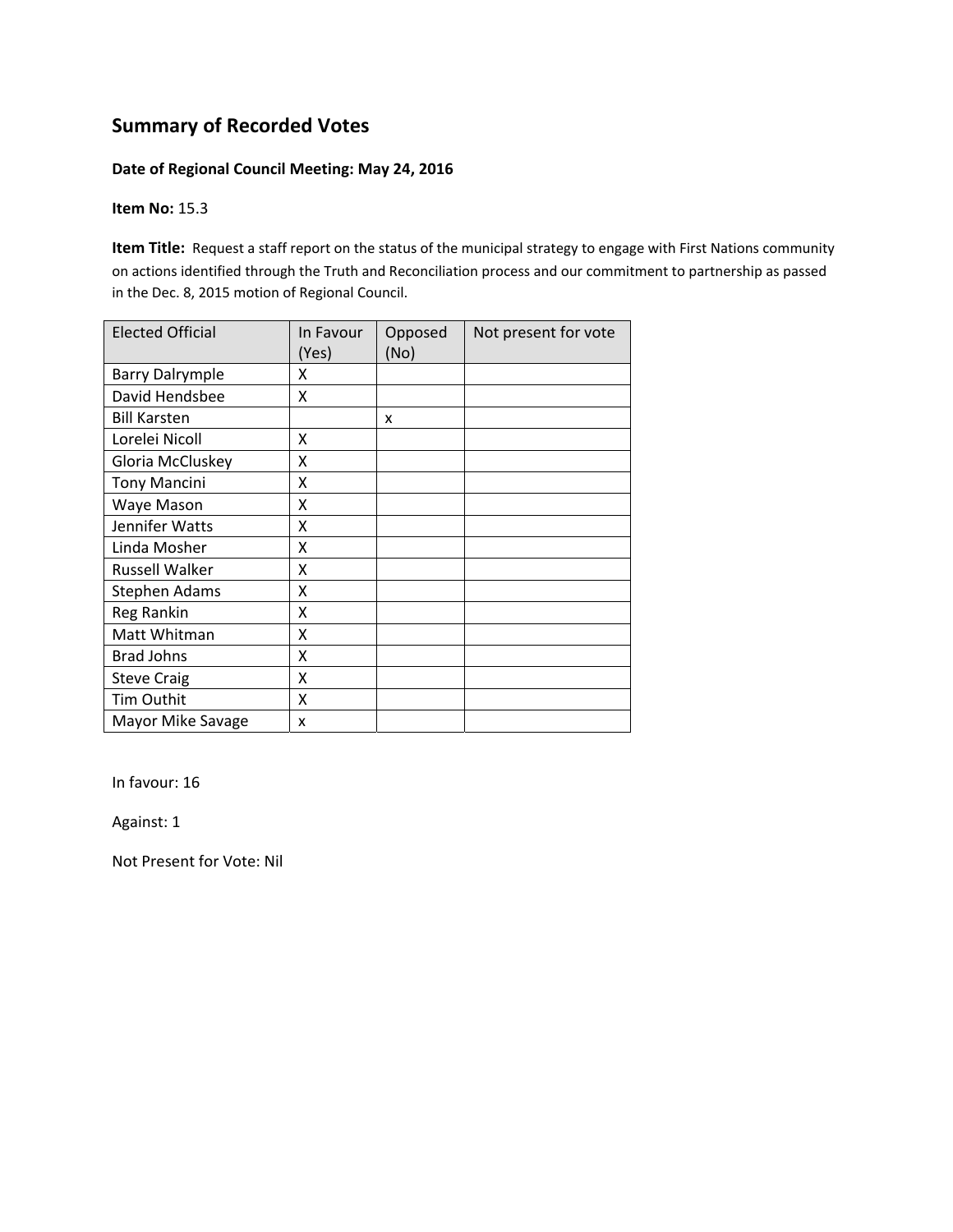# Summary of Recorded Votes

**Date of Regional Council Meeting: May 24, 2016**

**Item No:** 15.3

**Item Title:** Request a staff report on the status of the municipal strategy to engage with First Nations community on actions identified through the Truth and Reconciliation process and our commitment to partnership as passed in the Dec. 8, 2015 motion of Regional Council.

| Elected Official | In Favour (Yes) | Opposed (No) | Not present for vote |
|---|---|---|---|
| Barry Dalrymple | X | | |
| David Hendsbee | X | | |
| Bill Karsten | | x | |
| Lorelei Nicoll | X | | |
| Gloria McCluskey | X | | |
| Tony Mancini | X | | |
| Waye Mason | X | | |
| Jennifer Watts | X | | |
| Linda Mosher | X | | |
| Russell Walker | X | | |
| Stephen Adams | X | | |
| Reg Rankin | X | | |
| Matt Whitman | X | | |
| Brad Johns | X | | |
| Steve Craig | X | | |
| Tim Outhit | X | | |
| Mayor Mike Savage | x | | |

In favour: 16

Against: 1

Not Present for Vote: Nil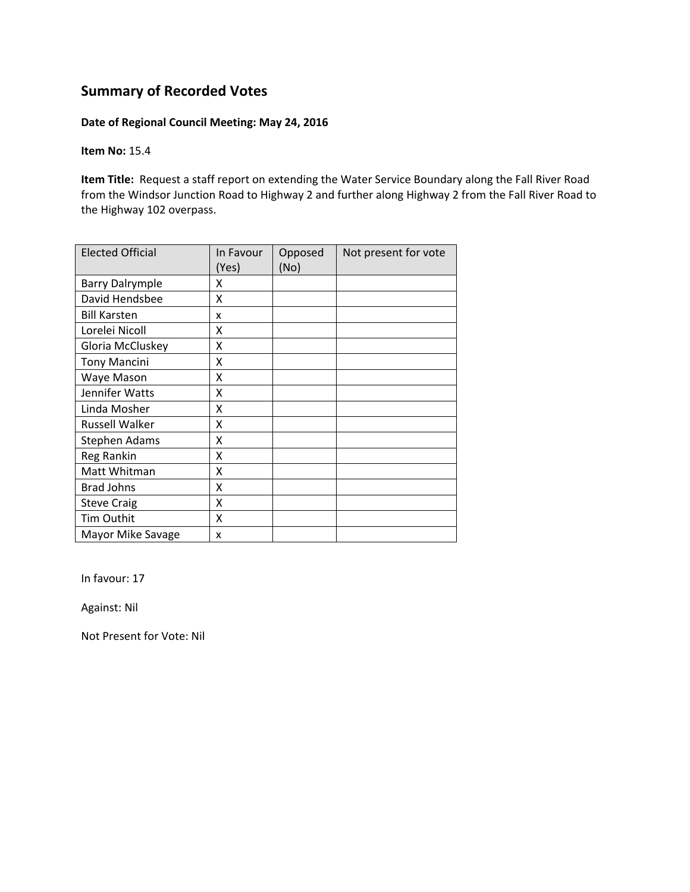# Summary of Recorded Votes

**Date of Regional Council Meeting: May 24, 2016**

**Item No:** 15.4

**Item Title:** Request a staff report on extending the Water Service Boundary along the Fall River Road from the Windsor Junction Road to Highway 2 and further along Highway 2 from the Fall River Road to the Highway 102 overpass.

| Elected Official | In Favour (Yes) | Opposed (No) | Not present for vote |
|---|---|---|---|
| Barry Dalrymple | X | | |
| David Hendsbee | X | | |
| Bill Karsten | x | | |
| Lorelei Nicoll | X | | |
| Gloria McCluskey | X | | |
| Tony Mancini | X | | |
| Waye Mason | X | | |
| Jennifer Watts | X | | |
| Linda Mosher | X | | |
| Russell Walker | X | | |
| Stephen Adams | X | | |
| Reg Rankin | X | | |
| Matt Whitman | X | | |
| Brad Johns | X | | |
| Steve Craig | X | | |
| Tim Outhit | X | | |
| Mayor Mike Savage | x | | |

In favour: 17

Against: Nil

Not Present for Vote: Nil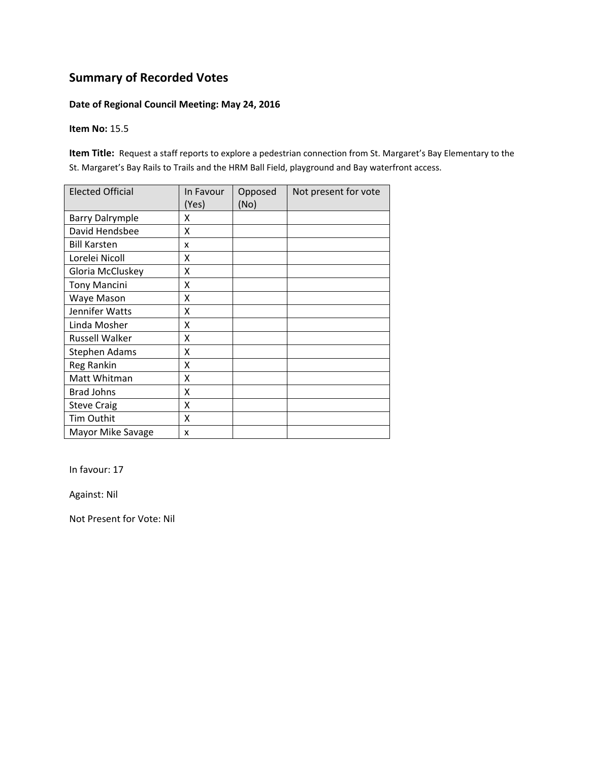# Summary of Recorded Votes

**Date of Regional Council Meeting: May 24, 2016**

**Item No:** 15.5

**Item Title:** Request a staff reports to explore a pedestrian connection from St. Margaret's Bay Elementary to the St. Margaret's Bay Rails to Trails and the HRM Ball Field, playground and Bay waterfront access.

| Elected Official | In Favour (Yes) | Opposed (No) | Not present for vote |
|---|---|---|---|
| Barry Dalrymple | X | | |
| David Hendsbee | X | | |
| Bill Karsten | x | | |
| Lorelei Nicoll | X | | |
| Gloria McCluskey | X | | |
| Tony Mancini | X | | |
| Waye Mason | X | | |
| Jennifer Watts | X | | |
| Linda Mosher | X | | |
| Russell Walker | X | | |
| Stephen Adams | X | | |
| Reg Rankin | X | | |
| Matt Whitman | X | | |
| Brad Johns | X | | |
| Steve Craig | X | | |
| Tim Outhit | X | | |
| Mayor Mike Savage | x | | |

In favour: 17

Against: Nil

Not Present for Vote: Nil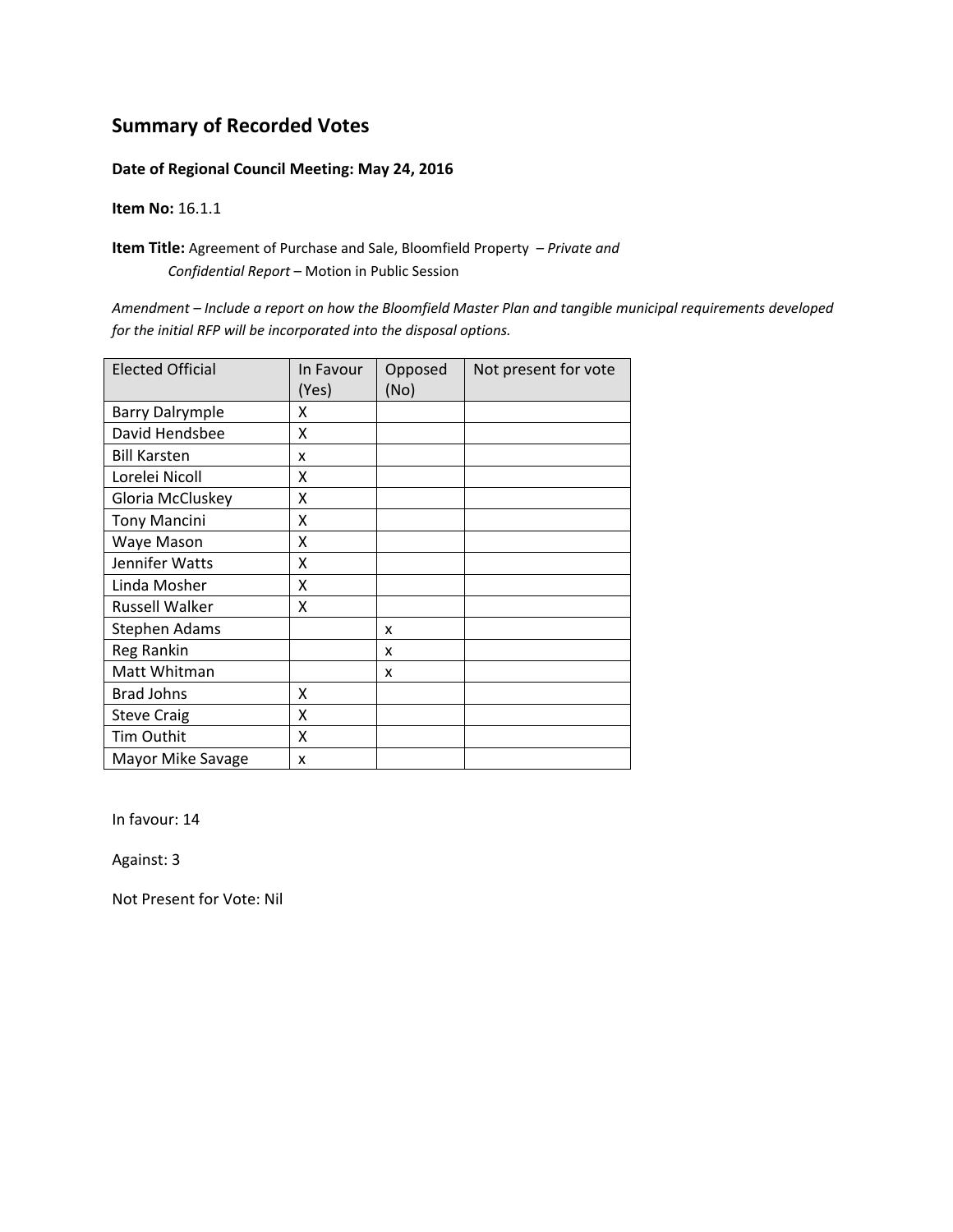## Summary of Recorded Votes

**Date of Regional Council Meeting: May 24, 2016**

**Item No:** 16.1.1

**Item Title:** Agreement of Purchase and Sale, Bloomfield Property – *Private and Confidential Report* – Motion in Public Session

*Amendment – Include a report on how the Bloomfield Master Plan and tangible municipal requirements developed for the initial RFP will be incorporated into the disposal options.*

| Elected Official | In Favour (Yes) | Opposed (No) | Not present for vote |
|---|---|---|---|
| Barry Dalrymple | X | | |
| David Hendsbee | X | | |
| Bill Karsten | x | | |
| Lorelei Nicoll | X | | |
| Gloria McCluskey | X | | |
| Tony Mancini | X | | |
| Waye Mason | X | | |
| Jennifer Watts | X | | |
| Linda Mosher | X | | |
| Russell Walker | X | | |
| Stephen Adams | | x | |
| Reg Rankin | | x | |
| Matt Whitman | | x | |
| Brad Johns | X | | |
| Steve Craig | X | | |
| Tim Outhit | X | | |
| Mayor Mike Savage | x | | |

In favour: 14

Against: 3

Not Present for Vote: Nil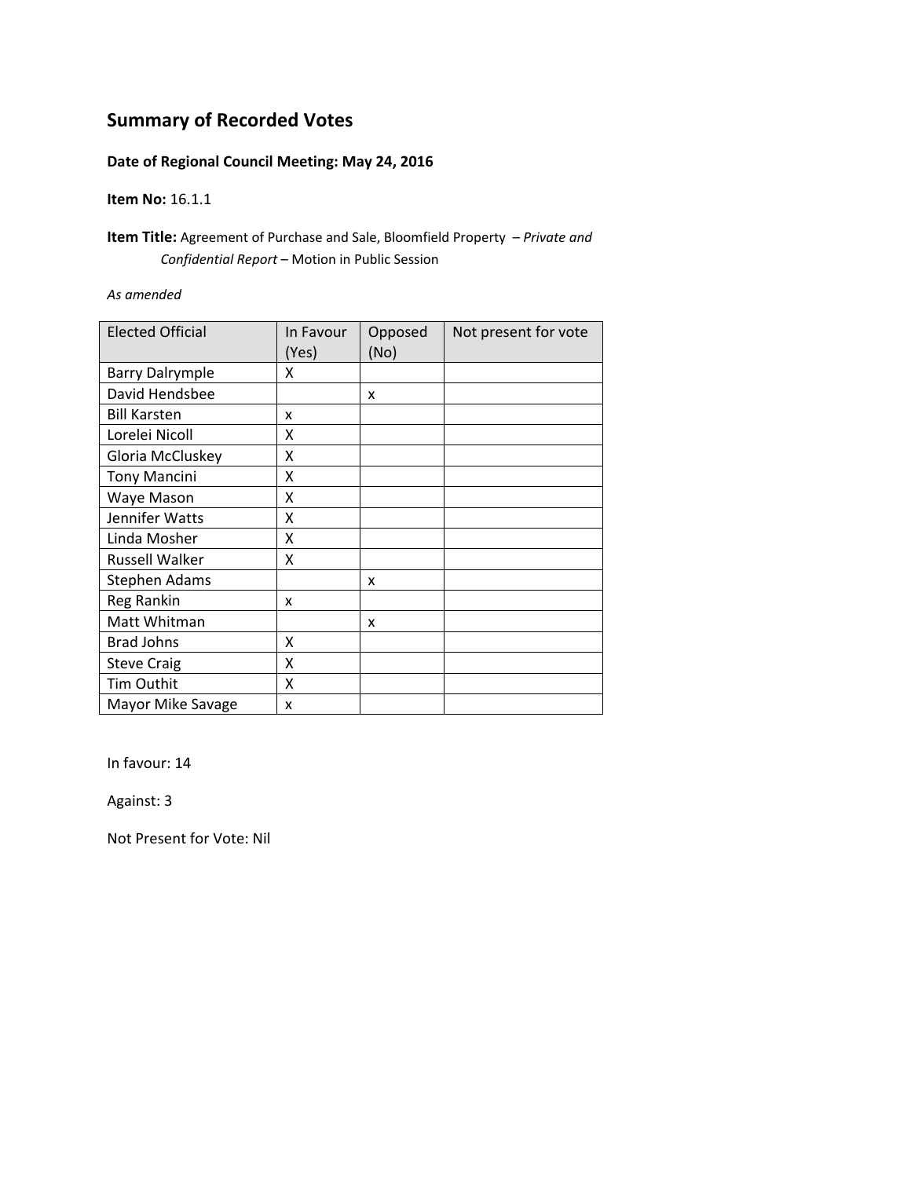## Summary of Recorded Votes

**Date of Regional Council Meeting: May 24, 2016**

**Item No:** 16.1.1

**Item Title:** Agreement of Purchase and Sale, Bloomfield Property – *Private and Confidential Report* – Motion in Public Session

*As amended*

| Elected Official | In Favour (Yes) | Opposed (No) | Not present for vote |
|---|---|---|---|
| Barry Dalrymple | X | | |
| David Hendsbee | | x | |
| Bill Karsten | x | | |
| Lorelei Nicoll | X | | |
| Gloria McCluskey | X | | |
| Tony Mancini | X | | |
| Waye Mason | X | | |
| Jennifer Watts | X | | |
| Linda Mosher | X | | |
| Russell Walker | X | | |
| Stephen Adams | | x | |
| Reg Rankin | x | | |
| Matt Whitman | | x | |
| Brad Johns | X | | |
| Steve Craig | X | | |
| Tim Outhit | X | | |
| Mayor Mike Savage | x | | |

In favour: 14

Against: 3

Not Present for Vote: Nil